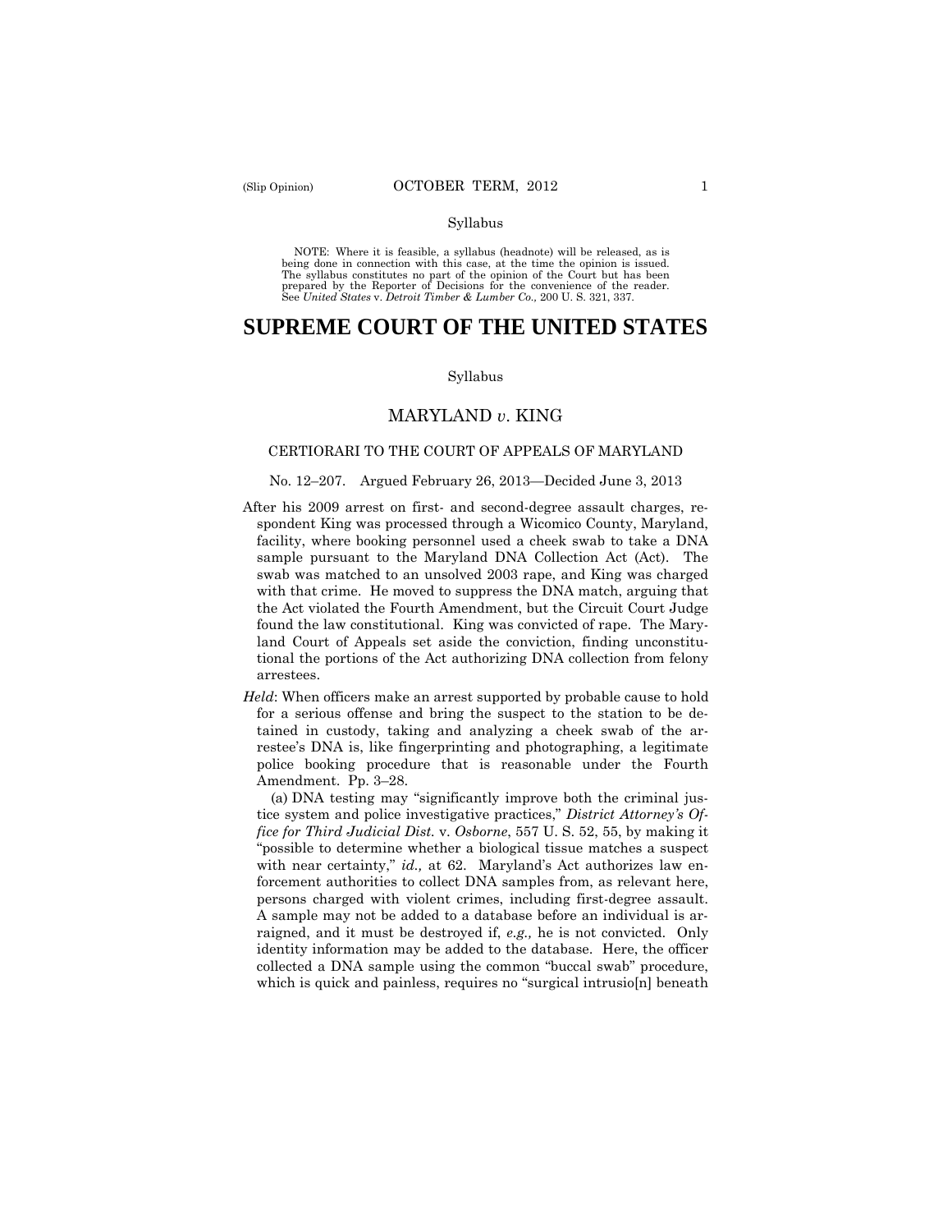Syllabus

NOTE: Where it is feasible, a syllabus (headnote) will be released, as is being done in connection with this case, at the time the opinion is issued. The syllabus constitutes no part of the opinion of the Court but has been prepared by the Reporter of Decisions for the convenience of the reader. See *United States* v. *Detroit Timber & Lumber Co.,* 200 U. S. 321, 337.

# SUPREME COURT OF THE UNITED STATES

Syllabus

## MARYLAND *v.* KING

CERTIORARI TO THE COURT OF APPEALS OF MARYLAND

No. 12–207. Argued February 26, 2013—Decided June 3, 2013

After his 2009 arrest on first- and second-degree assault charges, respondent King was processed through a Wicomico County, Maryland, facility, where booking personnel used a cheek swab to take a DNA sample pursuant to the Maryland DNA Collection Act (Act). The swab was matched to an unsolved 2003 rape, and King was charged with that crime. He moved to suppress the DNA match, arguing that the Act violated the Fourth Amendment, but the Circuit Court Judge found the law constitutional. King was convicted of rape. The Maryland Court of Appeals set aside the conviction, finding unconstitutional the portions of the Act authorizing DNA collection from felony arrestees.

*Held*: When officers make an arrest supported by probable cause to hold for a serious offense and bring the suspect to the station to be detained in custody, taking and analyzing a cheek swab of the arrestee's DNA is, like fingerprinting and photographing, a legitimate police booking procedure that is reasonable under the Fourth Amendment. Pp. 3–28.

(a) DNA testing may "significantly improve both the criminal justice system and police investigative practices," *District Attorney's Office for Third Judicial Dist.* v. *Osborne*, 557 U. S. 52, 55, by making it "possible to determine whether a biological tissue matches a suspect with near certainty," *id.,* at 62. Maryland's Act authorizes law enforcement authorities to collect DNA samples from, as relevant here, persons charged with violent crimes, including first-degree assault. A sample may not be added to a database before an individual is arraigned, and it must be destroyed if, *e.g.,* he is not convicted. Only identity information may be added to the database. Here, the officer collected a DNA sample using the common "buccal swab" procedure, which is quick and painless, requires no "surgical intrusio[n] beneath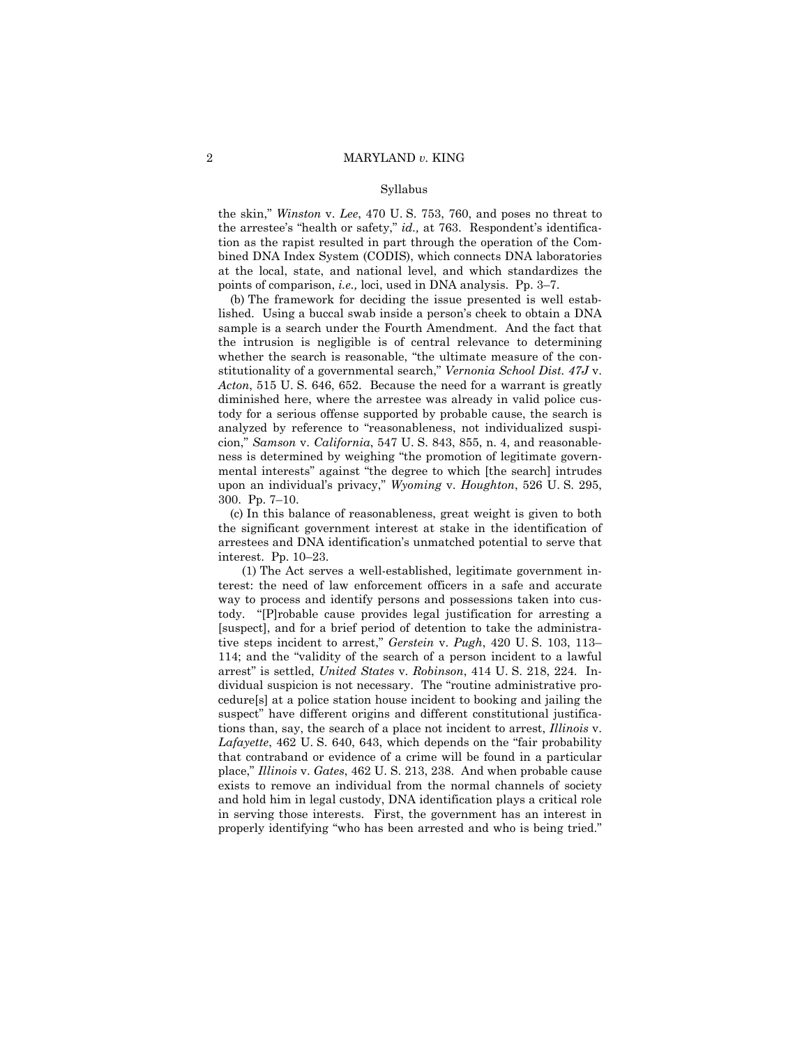Syllabus

the skin," *Winston* v. *Lee*, 470 U. S. 753, 760, and poses no threat to the arrestee's "health or safety," *id.,* at 763. Respondent's identification as the rapist resulted in part through the operation of the Combined DNA Index System (CODIS), which connects DNA laboratories at the local, state, and national level, and which standardizes the points of comparison, *i.e.,* loci, used in DNA analysis. Pp. 3–7.

(b) The framework for deciding the issue presented is well established. Using a buccal swab inside a person's cheek to obtain a DNA sample is a search under the Fourth Amendment. And the fact that the intrusion is negligible is of central relevance to determining whether the search is reasonable, "the ultimate measure of the constitutionality of a governmental search," *Vernonia School Dist. 47J* v. *Acton*, 515 U. S. 646, 652. Because the need for a warrant is greatly diminished here, where the arrestee was already in valid police custody for a serious offense supported by probable cause, the search is analyzed by reference to "reasonableness, not individualized suspicion," *Samson* v. *California*, 547 U. S. 843, 855, n. 4, and reasonableness is determined by weighing "the promotion of legitimate governmental interests" against "the degree to which [the search] intrudes upon an individual's privacy," *Wyoming* v. *Houghton*, 526 U. S. 295, 300. Pp. 7–10.

(c) In this balance of reasonableness, great weight is given to both the significant government interest at stake in the identification of arrestees and DNA identification's unmatched potential to serve that interest. Pp. 10–23.

(1) The Act serves a well-established, legitimate government interest: the need of law enforcement officers in a safe and accurate way to process and identify persons and possessions taken into custody. "[P]robable cause provides legal justification for arresting a [suspect], and for a brief period of detention to take the administrative steps incident to arrest," *Gerstein* v. *Pugh*, 420 U. S. 103, 113–114; and the "validity of the search of a person incident to a lawful arrest" is settled, *United States* v. *Robinson*, 414 U. S. 218, 224. Individual suspicion is not necessary. The "routine administrative procedure[s] at a police station house incident to booking and jailing the suspect" have different origins and different constitutional justifications than, say, the search of a place not incident to arrest, *Illinois* v. *Lafayette*, 462 U. S. 640, 643, which depends on the "fair probability that contraband or evidence of a crime will be found in a particular place," *Illinois* v. *Gates*, 462 U. S. 213, 238. And when probable cause exists to remove an individual from the normal channels of society and hold him in legal custody, DNA identification plays a critical role in serving those interests. First, the government has an interest in properly identifying "who has been arrested and who is being tried."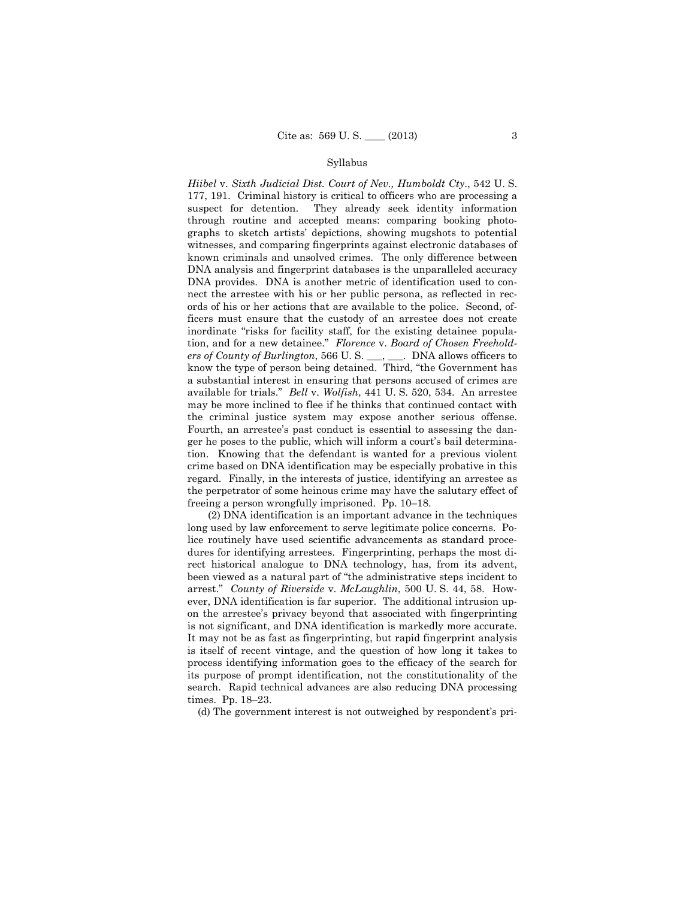*Hiibel* v. *Sixth Judicial Dist. Court of Nev., Humboldt Cty*., 542 U. S. 177, 191. Criminal history is critical to officers who are processing a suspect for detention. They already seek identity information through routine and accepted means: comparing booking photographs to sketch artists' depictions, showing mugshots to potential witnesses, and comparing fingerprints against electronic databases of known criminals and unsolved crimes. The only difference between DNA analysis and fingerprint databases is the unparalleled accuracy DNA provides. DNA is another metric of identification used to connect the arrestee with his or her public persona, as reflected in records of his or her actions that are available to the police. Second, officers must ensure that the custody of an arrestee does not create inordinate "risks for facility staff, for the existing detainee population, and for a new detainee." *Florence* v. *Board of Chosen Freeholders of County of Burlington*, 566 U. S. ___, ___. DNA allows officers to know the type of person being detained. Third, "the Government has a substantial interest in ensuring that persons accused of crimes are available for trials." *Bell* v. *Wolfish*, 441 U. S. 520, 534. An arrestee may be more inclined to flee if he thinks that continued contact with the criminal justice system may expose another serious offense. Fourth, an arrestee's past conduct is essential to assessing the danger he poses to the public, which will inform a court's bail determination. Knowing that the defendant is wanted for a previous violent crime based on DNA identification may be especially probative in this regard. Finally, in the interests of justice, identifying an arrestee as the perpetrator of some heinous crime may have the salutary effect of freeing a person wrongfully imprisoned. Pp. 10–18.

(2) DNA identification is an important advance in the techniques long used by law enforcement to serve legitimate police concerns. Police routinely have used scientific advancements as standard procedures for identifying arrestees. Fingerprinting, perhaps the most direct historical analogue to DNA technology, has, from its advent, been viewed as a natural part of "the administrative steps incident to arrest." *County of Riverside* v. *McLaughlin*, 500 U. S. 44, 58. However, DNA identification is far superior. The additional intrusion upon the arrestee's privacy beyond that associated with fingerprinting is not significant, and DNA identification is markedly more accurate. It may not be as fast as fingerprinting, but rapid fingerprint analysis is itself of recent vintage, and the question of how long it takes to process identifying information goes to the efficacy of the search for its purpose of prompt identification, not the constitutionality of the search. Rapid technical advances are also reducing DNA processing times. Pp. 18–23.

(d) The government interest is not outweighed by respondent's pri-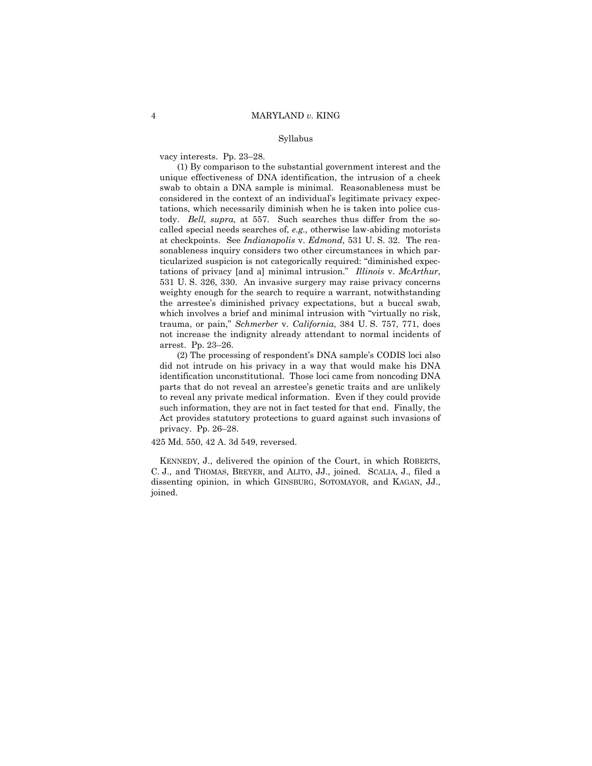vacy interests. Pp. 23–28.

(1) By comparison to the substantial government interest and the unique effectiveness of DNA identification, the intrusion of a cheek swab to obtain a DNA sample is minimal. Reasonableness must be considered in the context of an individual's legitimate privacy expectations, which necessarily diminish when he is taken into police custody. *Bell, supra,* at 557. Such searches thus differ from the so-called special needs searches of, *e.g.,* otherwise law-abiding motorists at checkpoints. See *Indianapolis* v. *Edmond*, 531 U. S. 32. The reasonableness inquiry considers two other circumstances in which particularized suspicion is not categorically required: "diminished expectations of privacy [and a] minimal intrusion." *Illinois* v. *McArthur*, 531 U. S. 326, 330. An invasive surgery may raise privacy concerns weighty enough for the search to require a warrant, notwithstanding the arrestee's diminished privacy expectations, but a buccal swab, which involves a brief and minimal intrusion with "virtually no risk, trauma, or pain," *Schmerber* v. *California*, 384 U. S. 757, 771, does not increase the indignity already attendant to normal incidents of arrest. Pp. 23–26.

(2) The processing of respondent's DNA sample's CODIS loci also did not intrude on his privacy in a way that would make his DNA identification unconstitutional. Those loci came from noncoding DNA parts that do not reveal an arrestee's genetic traits and are unlikely to reveal any private medical information. Even if they could provide such information, they are not in fact tested for that end. Finally, the Act provides statutory protections to guard against such invasions of privacy. Pp. 26–28.

425 Md. 550, 42 A. 3d 549, reversed.

KENNEDY, J., delivered the opinion of the Court, in which ROBERTS, C. J., and THOMAS, BREYER, and ALITO, JJ., joined. SCALIA, J., filed a dissenting opinion, in which GINSBURG, SOTOMAYOR, and KAGAN, JJ., joined.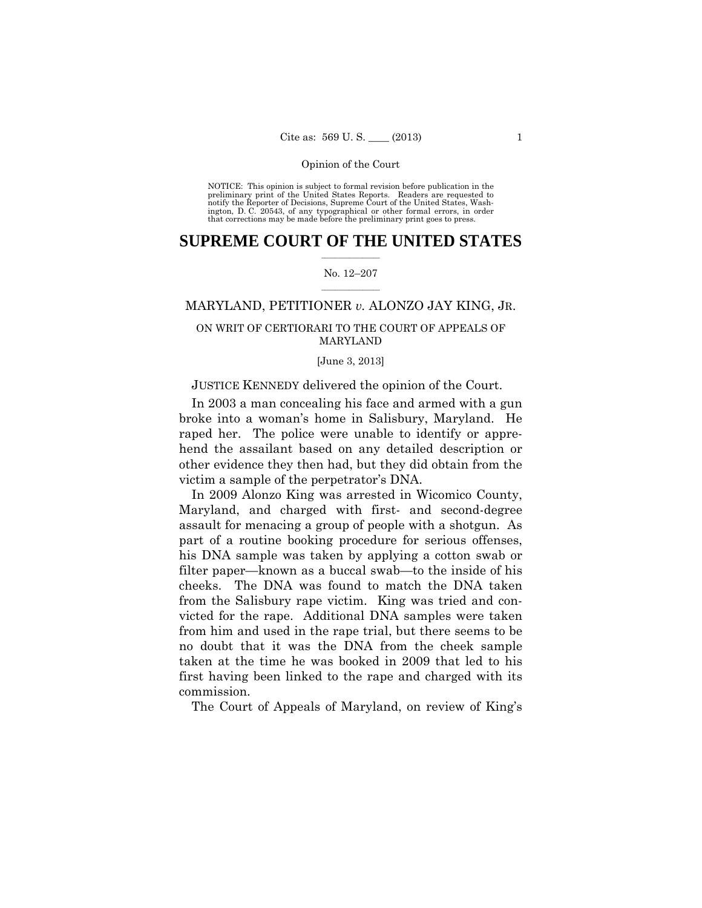Opinion of the Court

NOTICE: This opinion is subject to formal revision before publication in the preliminary print of the United States Reports. Readers are requested to notify the Reporter of Decisions, Supreme Court of the United States, Washington, D. C. 20543, of any typographical or other formal errors, in order that corrections may be made before the preliminary print goes to press.

# SUPREME COURT OF THE UNITED STATES

No. 12–207

MARYLAND, PETITIONER *v.* ALONZO JAY KING, JR.

ON WRIT OF CERTIORARI TO THE COURT OF APPEALS OF MARYLAND

[June 3, 2013]

JUSTICE KENNEDY delivered the opinion of the Court.

In 2003 a man concealing his face and armed with a gun broke into a woman's home in Salisbury, Maryland. He raped her. The police were unable to identify or apprehend the assailant based on any detailed description or other evidence they then had, but they did obtain from the victim a sample of the perpetrator's DNA.

In 2009 Alonzo King was arrested in Wicomico County, Maryland, and charged with first- and second-degree assault for menacing a group of people with a shotgun. As part of a routine booking procedure for serious offenses, his DNA sample was taken by applying a cotton swab or filter paper—known as a buccal swab—to the inside of his cheeks. The DNA was found to match the DNA taken from the Salisbury rape victim. King was tried and convicted for the rape. Additional DNA samples were taken from him and used in the rape trial, but there seems to be no doubt that it was the DNA from the cheek sample taken at the time he was booked in 2009 that led to his first having been linked to the rape and charged with its commission.

The Court of Appeals of Maryland, on review of King's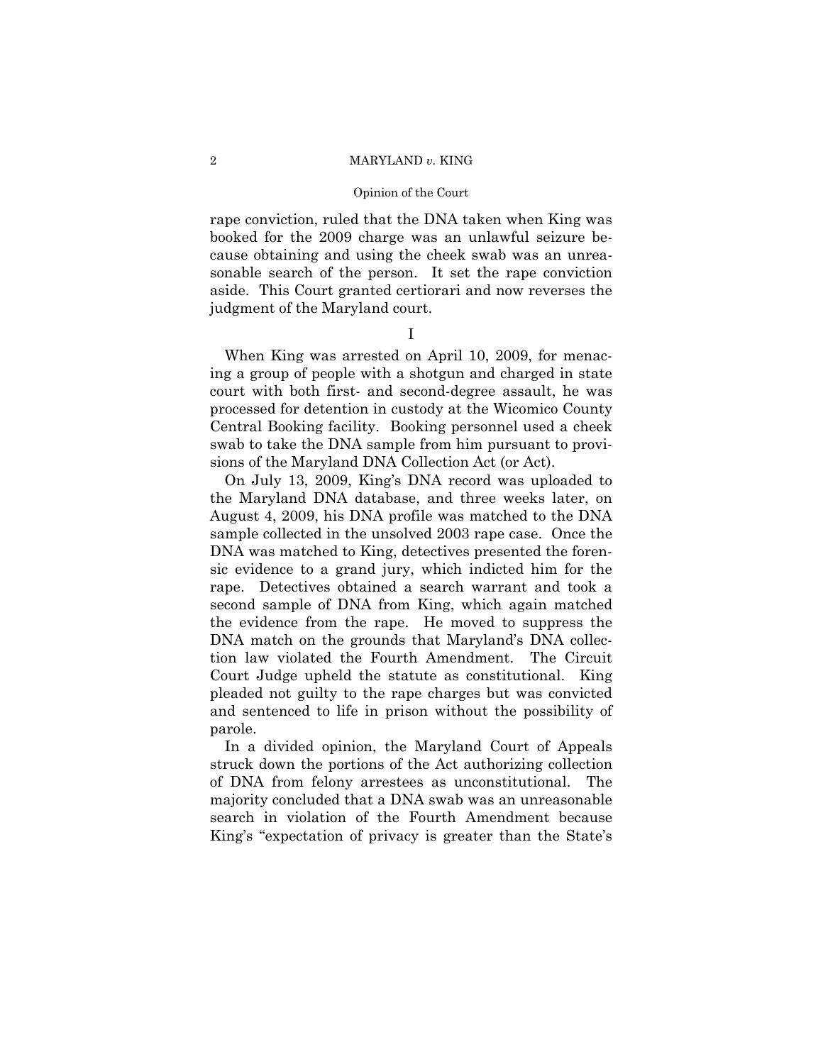rape conviction, ruled that the DNA taken when King was booked for the 2009 charge was an unlawful seizure because obtaining and using the cheek swab was an unreasonable search of the person. It set the rape conviction aside. This Court granted certiorari and now reverses the judgment of the Maryland court.

## I

When King was arrested on April 10, 2009, for menacing a group of people with a shotgun and charged in state court with both first- and second-degree assault, he was processed for detention in custody at the Wicomico County Central Booking facility. Booking personnel used a cheek swab to take the DNA sample from him pursuant to provisions of the Maryland DNA Collection Act (or Act).

On July 13, 2009, King's DNA record was uploaded to the Maryland DNA database, and three weeks later, on August 4, 2009, his DNA profile was matched to the DNA sample collected in the unsolved 2003 rape case. Once the DNA was matched to King, detectives presented the forensic evidence to a grand jury, which indicted him for the rape. Detectives obtained a search warrant and took a second sample of DNA from King, which again matched the evidence from the rape. He moved to suppress the DNA match on the grounds that Maryland's DNA collection law violated the Fourth Amendment. The Circuit Court Judge upheld the statute as constitutional. King pleaded not guilty to the rape charges but was convicted and sentenced to life in prison without the possibility of parole.

In a divided opinion, the Maryland Court of Appeals struck down the portions of the Act authorizing collection of DNA from felony arrestees as unconstitutional. The majority concluded that a DNA swab was an unreasonable search in violation of the Fourth Amendment because King's "expectation of privacy is greater than the State's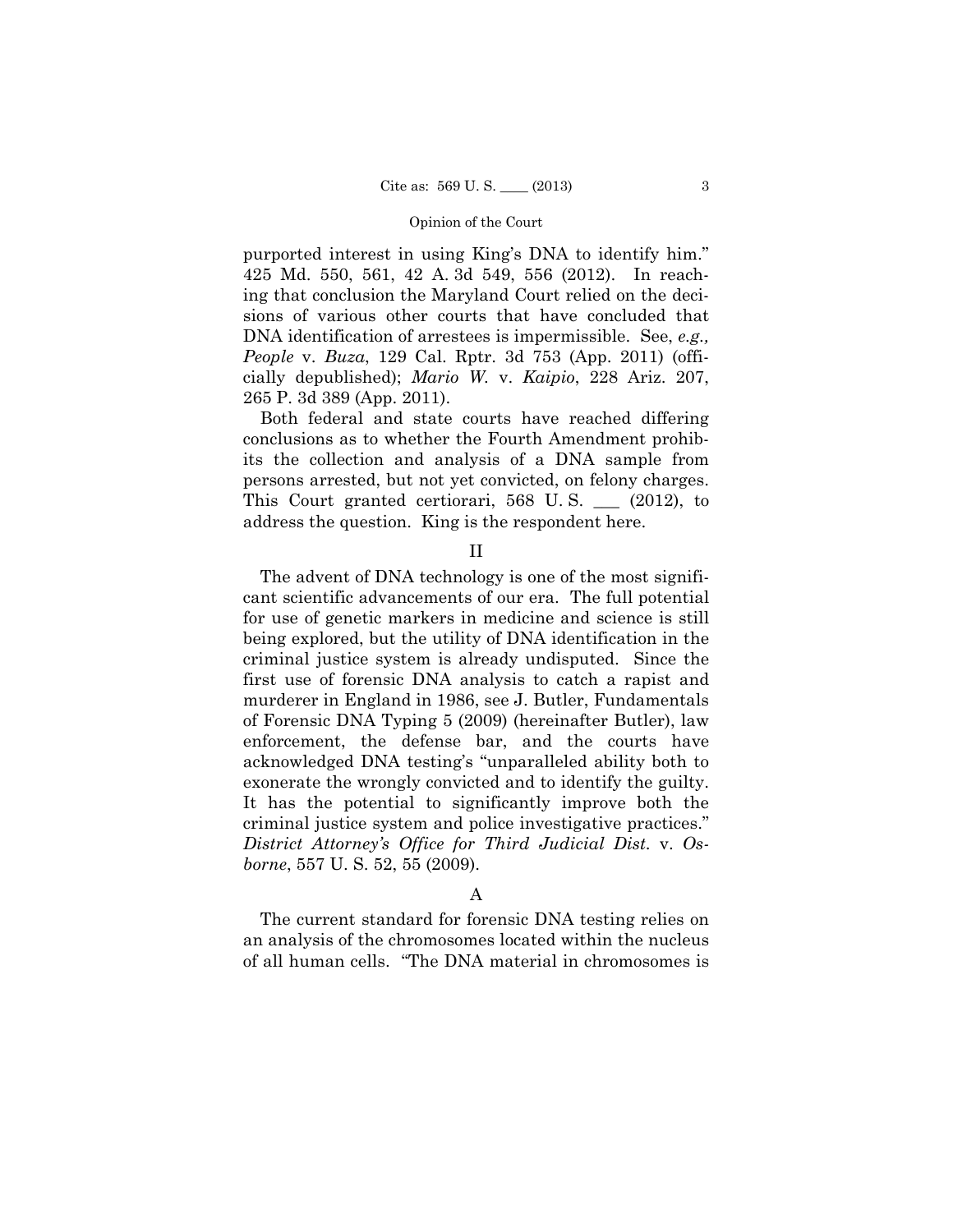purported interest in using King's DNA to identify him." 425 Md. 550, 561, 42 A. 3d 549, 556 (2012). In reaching that conclusion the Maryland Court relied on the decisions of various other courts that have concluded that DNA identification of arrestees is impermissible. See, *e.g., People* v. *Buza*, 129 Cal. Rptr. 3d 753 (App. 2011) (officially depublished); *Mario W.* v. *Kaipio*, 228 Ariz. 207, 265 P. 3d 389 (App. 2011).

Both federal and state courts have reached differing conclusions as to whether the Fourth Amendment prohibits the collection and analysis of a DNA sample from persons arrested, but not yet convicted, on felony charges. This Court granted certiorari, 568 U. S. ___ (2012), to address the question. King is the respondent here.

## II

The advent of DNA technology is one of the most significant scientific advancements of our era. The full potential for use of genetic markers in medicine and science is still being explored, but the utility of DNA identification in the criminal justice system is already undisputed. Since the first use of forensic DNA analysis to catch a rapist and murderer in England in 1986, see J. Butler, Fundamentals of Forensic DNA Typing 5 (2009) (hereinafter Butler), law enforcement, the defense bar, and the courts have acknowledged DNA testing's "unparalleled ability both to exonerate the wrongly convicted and to identify the guilty. It has the potential to significantly improve both the criminal justice system and police investigative practices." *District Attorney's Office for Third Judicial Dist.* v. *Osborne*, 557 U. S. 52, 55 (2009).

### A

The current standard for forensic DNA testing relies on an analysis of the chromosomes located within the nucleus of all human cells. "The DNA material in chromosomes is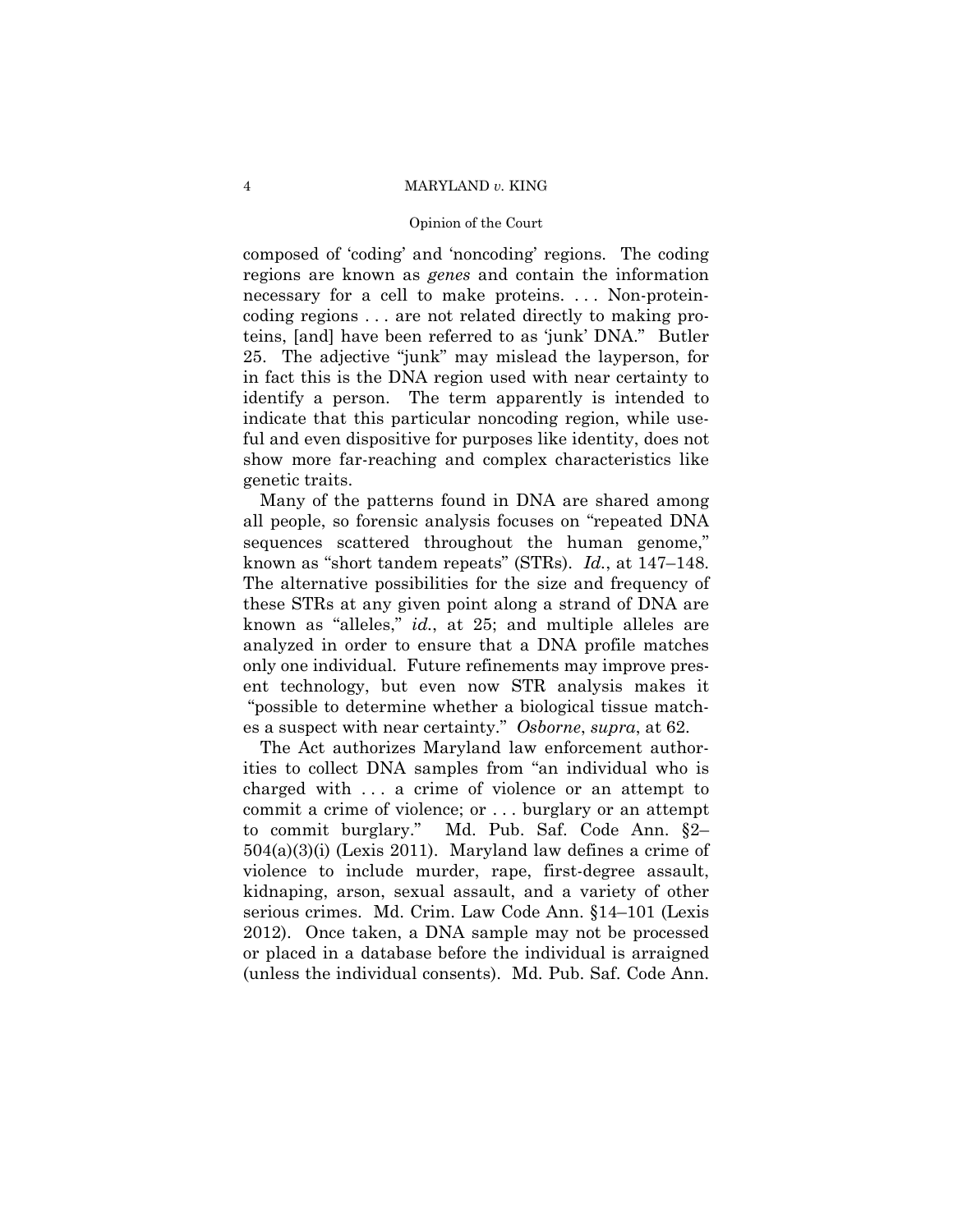composed of 'coding' and 'noncoding' regions. The coding regions are known as *genes* and contain the information necessary for a cell to make proteins. . . . Non-protein-coding regions . . . are not related directly to making proteins, [and] have been referred to as 'junk' DNA." Butler 25. The adjective "junk" may mislead the layperson, for in fact this is the DNA region used with near certainty to identify a person. The term apparently is intended to indicate that this particular noncoding region, while useful and even dispositive for purposes like identity, does not show more far-reaching and complex characteristics like genetic traits.

Many of the patterns found in DNA are shared among all people, so forensic analysis focuses on "repeated DNA sequences scattered throughout the human genome," known as "short tandem repeats" (STRs). *Id.*, at 147–148. The alternative possibilities for the size and frequency of these STRs at any given point along a strand of DNA are known as "alleles," *id.*, at 25; and multiple alleles are analyzed in order to ensure that a DNA profile matches only one individual. Future refinements may improve present technology, but even now STR analysis makes it "possible to determine whether a biological tissue matches a suspect with near certainty." *Osborne*, *supra*, at 62.

The Act authorizes Maryland law enforcement authorities to collect DNA samples from "an individual who is charged with . . . a crime of violence or an attempt to commit a crime of violence; or . . . burglary or an attempt to commit burglary." Md. Pub. Saf. Code Ann. §2–504(a)(3)(i) (Lexis 2011). Maryland law defines a crime of violence to include murder, rape, first-degree assault, kidnaping, arson, sexual assault, and a variety of other serious crimes. Md. Crim. Law Code Ann. §14–101 (Lexis 2012). Once taken, a DNA sample may not be processed or placed in a database before the individual is arraigned (unless the individual consents). Md. Pub. Saf. Code Ann.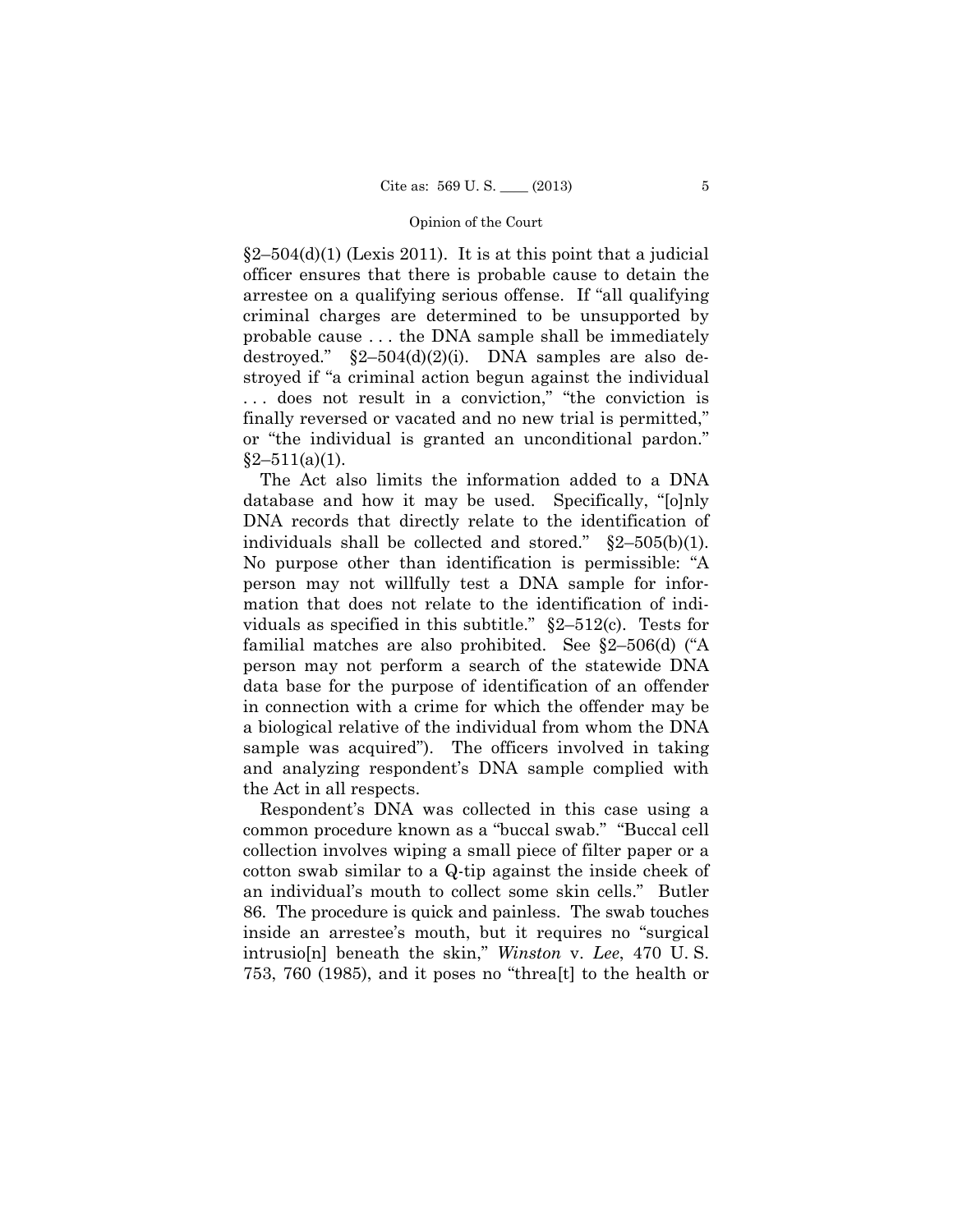§2–504(d)(1) (Lexis 2011). It is at this point that a judicial officer ensures that there is probable cause to detain the arrestee on a qualifying serious offense. If "all qualifying criminal charges are determined to be unsupported by probable cause . . . the DNA sample shall be immediately destroyed." §2–504(d)(2)(i). DNA samples are also destroyed if "a criminal action begun against the individual . . . does not result in a conviction," "the conviction is finally reversed or vacated and no new trial is permitted," or "the individual is granted an unconditional pardon." §2–511(a)(1).

The Act also limits the information added to a DNA database and how it may be used. Specifically, "[o]nly DNA records that directly relate to the identification of individuals shall be collected and stored." §2–505(b)(1). No purpose other than identification is permissible: "A person may not willfully test a DNA sample for information that does not relate to the identification of individuals as specified in this subtitle." §2–512(c). Tests for familial matches are also prohibited. See §2–506(d) ("A person may not perform a search of the statewide DNA data base for the purpose of identification of an offender in connection with a crime for which the offender may be a biological relative of the individual from whom the DNA sample was acquired"). The officers involved in taking and analyzing respondent's DNA sample complied with the Act in all respects.

Respondent's DNA was collected in this case using a common procedure known as a "buccal swab." "Buccal cell collection involves wiping a small piece of filter paper or a cotton swab similar to a Q-tip against the inside cheek of an individual's mouth to collect some skin cells." Butler 86. The procedure is quick and painless. The swab touches inside an arrestee's mouth, but it requires no "surgical intrusio[n] beneath the skin," *Winston* v. *Lee*, 470 U. S. 753, 760 (1985), and it poses no "threa[t] to the health or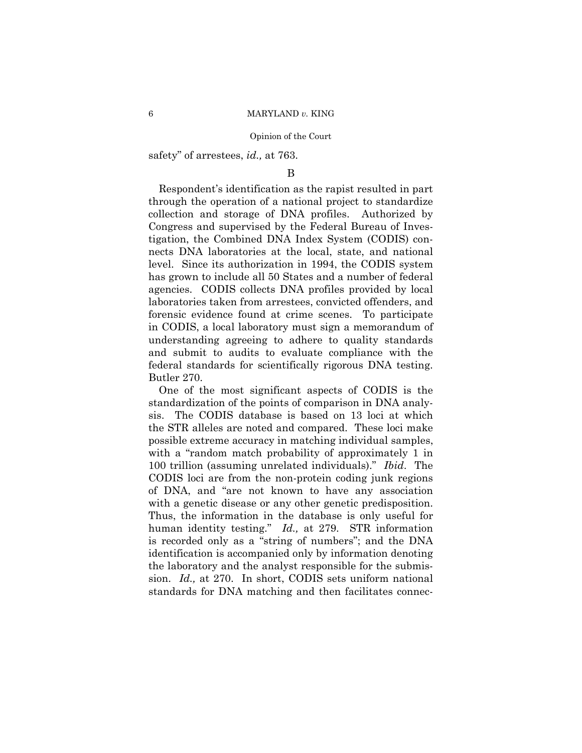safety" of arrestees, *id.,* at 763.

### B

Respondent's identification as the rapist resulted in part through the operation of a national project to standardize collection and storage of DNA profiles. Authorized by Congress and supervised by the Federal Bureau of Investigation, the Combined DNA Index System (CODIS) connects DNA laboratories at the local, state, and national level. Since its authorization in 1994, the CODIS system has grown to include all 50 States and a number of federal agencies. CODIS collects DNA profiles provided by local laboratories taken from arrestees, convicted offenders, and forensic evidence found at crime scenes. To participate in CODIS, a local laboratory must sign a memorandum of understanding agreeing to adhere to quality standards and submit to audits to evaluate compliance with the federal standards for scientifically rigorous DNA testing. Butler 270.

One of the most significant aspects of CODIS is the standardization of the points of comparison in DNA analysis. The CODIS database is based on 13 loci at which the STR alleles are noted and compared. These loci make possible extreme accuracy in matching individual samples, with a "random match probability of approximately 1 in 100 trillion (assuming unrelated individuals)." *Ibid*. The CODIS loci are from the non-protein coding junk regions of DNA, and "are not known to have any association with a genetic disease or any other genetic predisposition. Thus, the information in the database is only useful for human identity testing." *Id.,* at 279. STR information is recorded only as a "string of numbers"; and the DNA identification is accompanied only by information denoting the laboratory and the analyst responsible for the submission. *Id.,* at 270. In short, CODIS sets uniform national standards for DNA matching and then facilitates connec-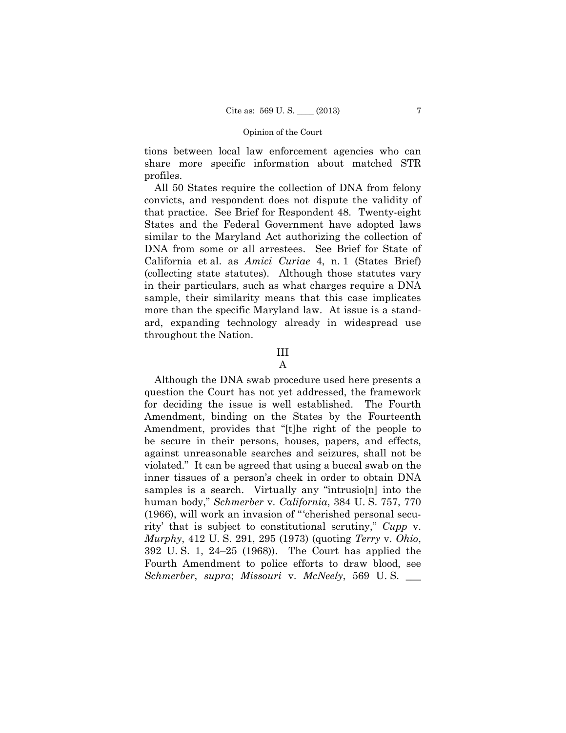tions between local law enforcement agencies who can share more specific information about matched STR profiles.

All 50 States require the collection of DNA from felony convicts, and respondent does not dispute the validity of that practice. See Brief for Respondent 48. Twenty-eight States and the Federal Government have adopted laws similar to the Maryland Act authorizing the collection of DNA from some or all arrestees. See Brief for State of California et al. as *Amici Curiae* 4, n. 1 (States Brief) (collecting state statutes). Although those statutes vary in their particulars, such as what charges require a DNA sample, their similarity means that this case implicates more than the specific Maryland law. At issue is a standard, expanding technology already in widespread use throughout the Nation.

## III

### A

Although the DNA swab procedure used here presents a question the Court has not yet addressed, the framework for deciding the issue is well established. The Fourth Amendment, binding on the States by the Fourteenth Amendment, provides that "[t]he right of the people to be secure in their persons, houses, papers, and effects, against unreasonable searches and seizures, shall not be violated." It can be agreed that using a buccal swab on the inner tissues of a person's cheek in order to obtain DNA samples is a search. Virtually any "intrusio[n] into the human body," *Schmerber* v. *California*, 384 U. S. 757, 770 (1966), will work an invasion of "'cherished personal security' that is subject to constitutional scrutiny," *Cupp* v. *Murphy*, 412 U. S. 291, 295 (1973) (quoting *Terry* v. *Ohio*, 392 U. S. 1, 24–25 (1968)). The Court has applied the Fourth Amendment to police efforts to draw blood, see *Schmerber*, *supra*; *Missouri* v. *McNeely*, 569 U. S. ___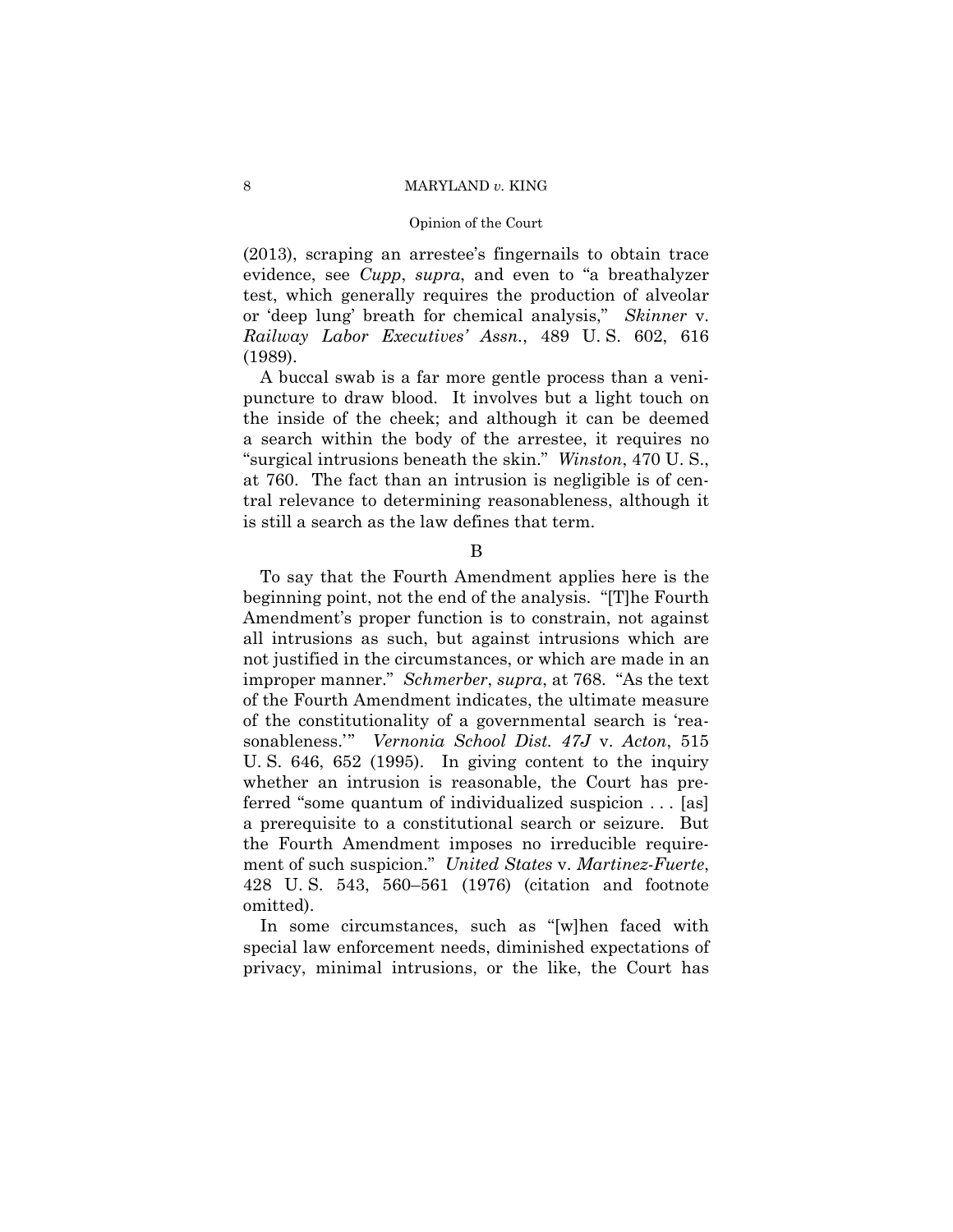(2013), scraping an arrestee's fingernails to obtain trace evidence, see *Cupp*, *supra*, and even to "a breathalyzer test, which generally requires the production of alveolar or 'deep lung' breath for chemical analysis," *Skinner* v. *Railway Labor Executives' Assn.*, 489 U. S. 602, 616 (1989).

A buccal swab is a far more gentle process than a venipuncture to draw blood. It involves but a light touch on the inside of the cheek; and although it can be deemed a search within the body of the arrestee, it requires no "surgical intrusions beneath the skin." *Winston*, 470 U. S., at 760. The fact than an intrusion is negligible is of central relevance to determining reasonableness, although it is still a search as the law defines that term.

### B

To say that the Fourth Amendment applies here is the beginning point, not the end of the analysis. "[T]he Fourth Amendment's proper function is to constrain, not against all intrusions as such, but against intrusions which are not justified in the circumstances, or which are made in an improper manner." *Schmerber*, *supra*, at 768. "As the text of the Fourth Amendment indicates, the ultimate measure of the constitutionality of a governmental search is 'reasonableness.'" *Vernonia School Dist. 47J* v. *Acton*, 515 U. S. 646, 652 (1995). In giving content to the inquiry whether an intrusion is reasonable, the Court has preferred "some quantum of individualized suspicion . . . [as] a prerequisite to a constitutional search or seizure. But the Fourth Amendment imposes no irreducible requirement of such suspicion." *United States* v. *Martinez-Fuerte*, 428 U. S. 543, 560–561 (1976) (citation and footnote omitted).

In some circumstances, such as "[w]hen faced with special law enforcement needs, diminished expectations of privacy, minimal intrusions, or the like, the Court has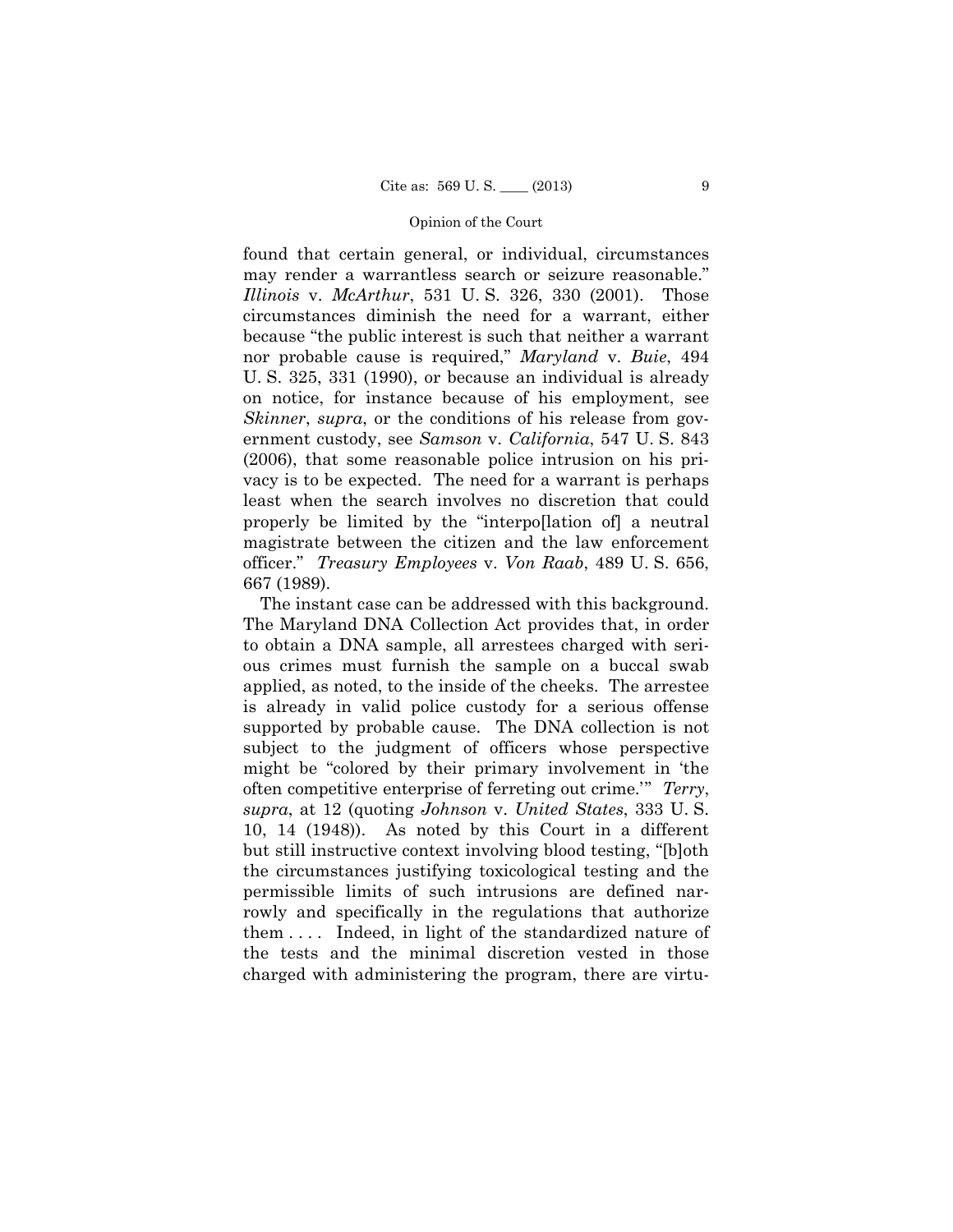found that certain general, or individual, circumstances may render a warrantless search or seizure reasonable." *Illinois* v. *McArthur*, 531 U. S. 326, 330 (2001). Those circumstances diminish the need for a warrant, either because "the public interest is such that neither a warrant nor probable cause is required," *Maryland* v. *Buie*, 494 U. S. 325, 331 (1990), or because an individual is already on notice, for instance because of his employment, see *Skinner*, *supra*, or the conditions of his release from government custody, see *Samson* v. *California*, 547 U. S. 843 (2006), that some reasonable police intrusion on his privacy is to be expected. The need for a warrant is perhaps least when the search involves no discretion that could properly be limited by the "interpo[lation of] a neutral magistrate between the citizen and the law enforcement officer." *Treasury Employees* v. *Von Raab*, 489 U. S. 656, 667 (1989).

The instant case can be addressed with this background. The Maryland DNA Collection Act provides that, in order to obtain a DNA sample, all arrestees charged with serious crimes must furnish the sample on a buccal swab applied, as noted, to the inside of the cheeks. The arrestee is already in valid police custody for a serious offense supported by probable cause. The DNA collection is not subject to the judgment of officers whose perspective might be "colored by their primary involvement in 'the often competitive enterprise of ferreting out crime.'" *Terry*, *supra*, at 12 (quoting *Johnson* v. *United States*, 333 U. S. 10, 14 (1948)). As noted by this Court in a different but still instructive context involving blood testing, "[b]oth the circumstances justifying toxicological testing and the permissible limits of such intrusions are defined narrowly and specifically in the regulations that authorize them . . . . Indeed, in light of the standardized nature of the tests and the minimal discretion vested in those charged with administering the program, there are virtu-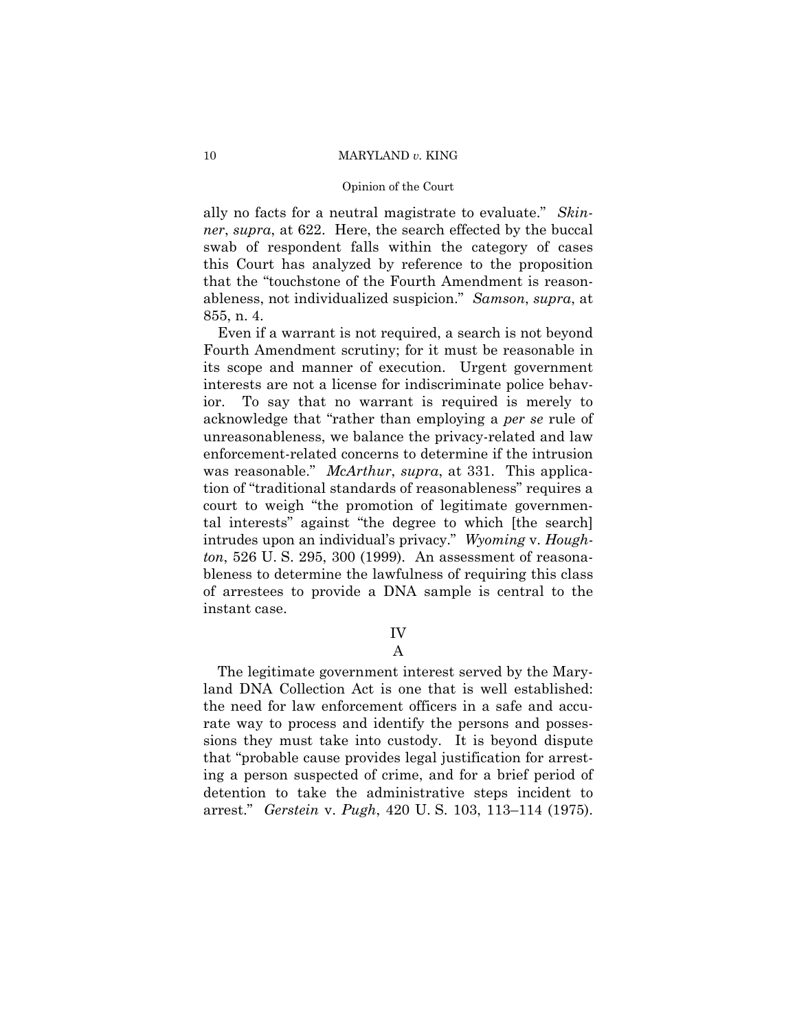ally no facts for a neutral magistrate to evaluate." *Skinner*, *supra*, at 622. Here, the search effected by the buccal swab of respondent falls within the category of cases this Court has analyzed by reference to the proposition that the "touchstone of the Fourth Amendment is reasonableness, not individualized suspicion." *Samson*, *supra*, at 855, n. 4.

Even if a warrant is not required, a search is not beyond Fourth Amendment scrutiny; for it must be reasonable in its scope and manner of execution. Urgent government interests are not a license for indiscriminate police behavior. To say that no warrant is required is merely to acknowledge that "rather than employing a *per se* rule of unreasonableness, we balance the privacy-related and law enforcement-related concerns to determine if the intrusion was reasonable." *McArthur*, *supra*, at 331. This application of "traditional standards of reasonableness" requires a court to weigh "the promotion of legitimate governmental interests" against "the degree to which [the search] intrudes upon an individual's privacy." *Wyoming* v. *Houghton*, 526 U. S. 295, 300 (1999). An assessment of reasonableness to determine the lawfulness of requiring this class of arrestees to provide a DNA sample is central to the instant case.

## IV

### A

The legitimate government interest served by the Maryland DNA Collection Act is one that is well established: the need for law enforcement officers in a safe and accurate way to process and identify the persons and possessions they must take into custody. It is beyond dispute that "probable cause provides legal justification for arresting a person suspected of crime, and for a brief period of detention to take the administrative steps incident to arrest." *Gerstein* v. *Pugh*, 420 U. S. 103, 113–114 (1975).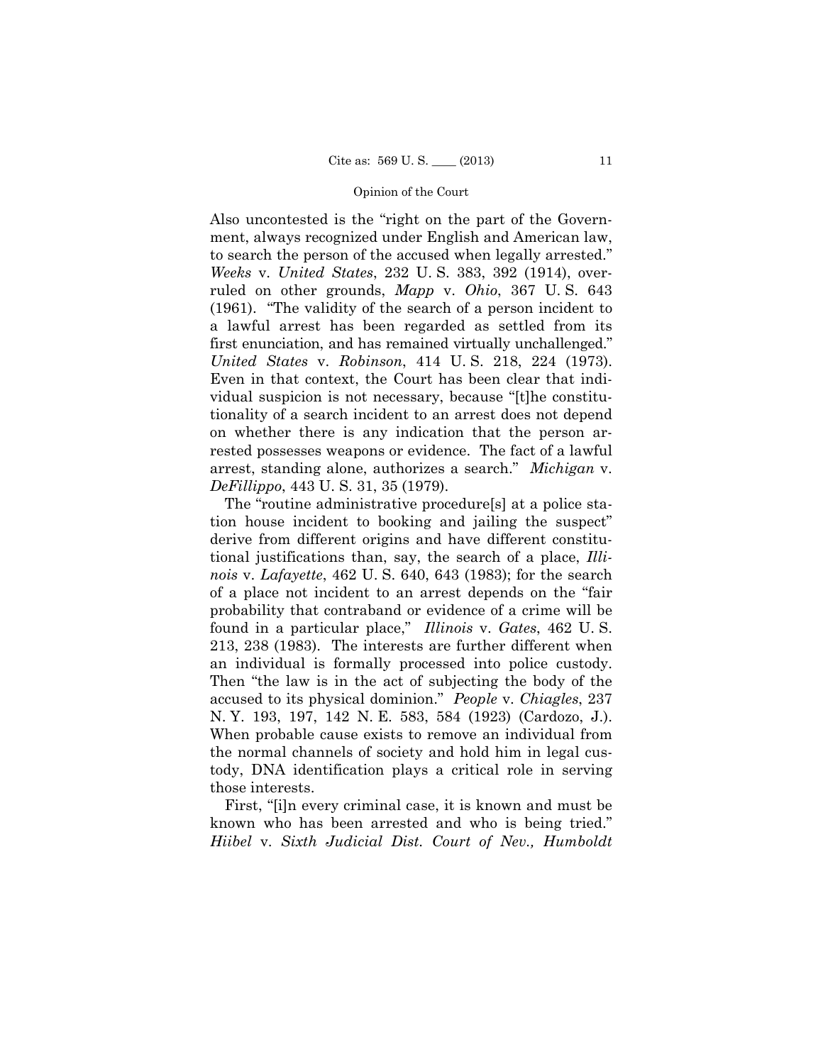Also uncontested is the "right on the part of the Government, always recognized under English and American law, to search the person of the accused when legally arrested." *Weeks* v. *United States*, 232 U. S. 383, 392 (1914), overruled on other grounds, *Mapp* v. *Ohio*, 367 U. S. 643 (1961). "The validity of the search of a person incident to a lawful arrest has been regarded as settled from its first enunciation, and has remained virtually unchallenged." *United States* v. *Robinson*, 414 U. S. 218, 224 (1973). Even in that context, the Court has been clear that individual suspicion is not necessary, because "[t]he constitutionality of a search incident to an arrest does not depend on whether there is any indication that the person arrested possesses weapons or evidence. The fact of a lawful arrest, standing alone, authorizes a search." *Michigan* v. *DeFillippo*, 443 U. S. 31, 35 (1979).

The "routine administrative procedure[s] at a police station house incident to booking and jailing the suspect" derive from different origins and have different constitutional justifications than, say, the search of a place, *Illinois* v. *Lafayette*, 462 U. S. 640, 643 (1983); for the search of a place not incident to an arrest depends on the "fair probability that contraband or evidence of a crime will be found in a particular place," *Illinois* v. *Gates*, 462 U. S. 213, 238 (1983). The interests are further different when an individual is formally processed into police custody. Then "the law is in the act of subjecting the body of the accused to its physical dominion." *People* v. *Chiagles*, 237 N. Y. 193, 197, 142 N. E. 583, 584 (1923) (Cardozo, J.). When probable cause exists to remove an individual from the normal channels of society and hold him in legal custody, DNA identification plays a critical role in serving those interests.

First, "[i]n every criminal case, it is known and must be known who has been arrested and who is being tried." *Hiibel* v. *Sixth Judicial Dist. Court of Nev., Humboldt*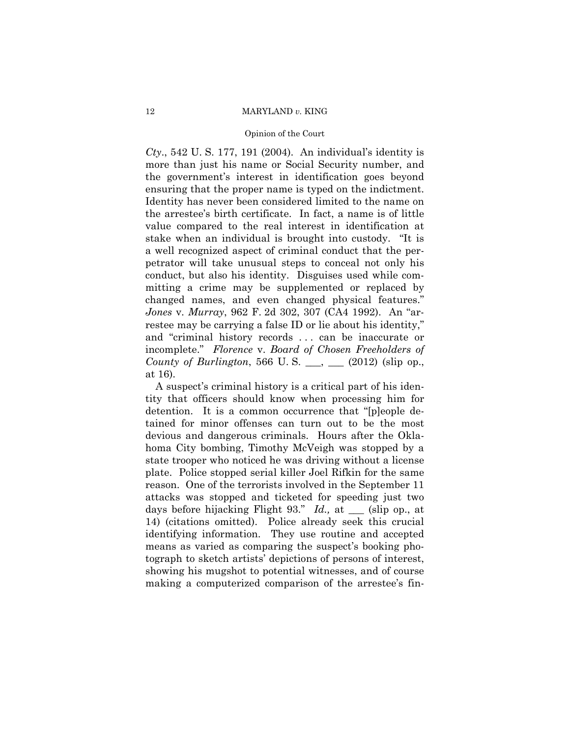*Cty*., 542 U. S. 177, 191 (2004). An individual's identity is more than just his name or Social Security number, and the government's interest in identification goes beyond ensuring that the proper name is typed on the indictment. Identity has never been considered limited to the name on the arrestee's birth certificate. In fact, a name is of little value compared to the real interest in identification at stake when an individual is brought into custody. "It is a well recognized aspect of criminal conduct that the perpetrator will take unusual steps to conceal not only his conduct, but also his identity. Disguises used while committing a crime may be supplemented or replaced by changed names, and even changed physical features." *Jones* v. *Murray*, 962 F. 2d 302, 307 (CA4 1992). An "arrestee may be carrying a false ID or lie about his identity," and "criminal history records . . . can be inaccurate or incomplete." *Florence* v. *Board of Chosen Freeholders of County of Burlington*, 566 U. S. \_\_\_, \_\_\_ (2012) (slip op., at 16).

A suspect's criminal history is a critical part of his identity that officers should know when processing him for detention. It is a common occurrence that "[p]eople detained for minor offenses can turn out to be the most devious and dangerous criminals. Hours after the Oklahoma City bombing, Timothy McVeigh was stopped by a state trooper who noticed he was driving without a license plate. Police stopped serial killer Joel Rifkin for the same reason. One of the terrorists involved in the September 11 attacks was stopped and ticketed for speeding just two days before hijacking Flight 93." *Id.,* at \_\_\_ (slip op., at 14) (citations omitted). Police already seek this crucial identifying information. They use routine and accepted means as varied as comparing the suspect's booking photograph to sketch artists' depictions of persons of interest, showing his mugshot to potential witnesses, and of course making a computerized comparison of the arrestee's fin-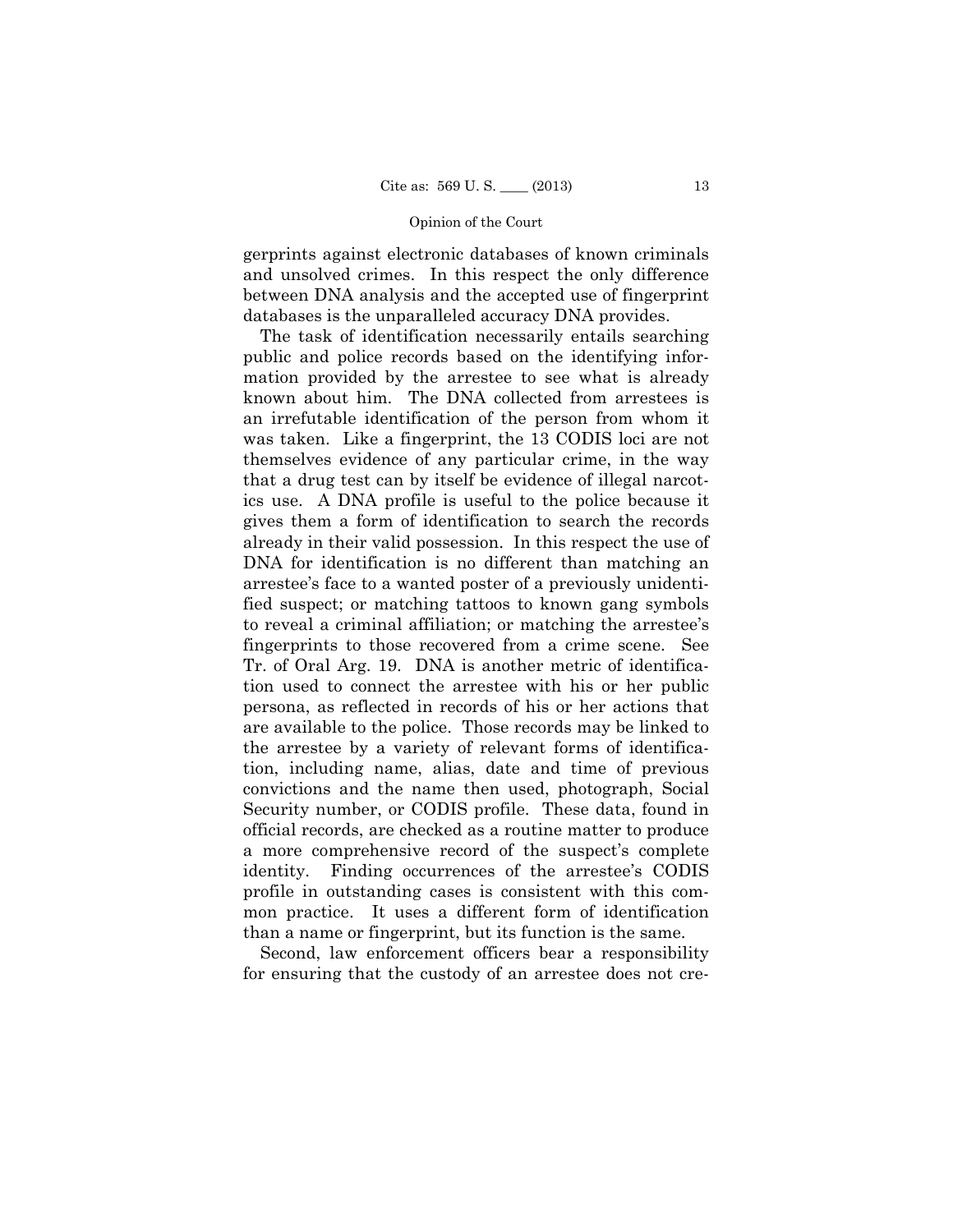gerprints against electronic databases of known criminals and unsolved crimes. In this respect the only difference between DNA analysis and the accepted use of fingerprint databases is the unparalleled accuracy DNA provides.

The task of identification necessarily entails searching public and police records based on the identifying information provided by the arrestee to see what is already known about him. The DNA collected from arrestees is an irrefutable identification of the person from whom it was taken. Like a fingerprint, the 13 CODIS loci are not themselves evidence of any particular crime, in the way that a drug test can by itself be evidence of illegal narcotics use. A DNA profile is useful to the police because it gives them a form of identification to search the records already in their valid possession. In this respect the use of DNA for identification is no different than matching an arrestee's face to a wanted poster of a previously unidentified suspect; or matching tattoos to known gang symbols to reveal a criminal affiliation; or matching the arrestee's fingerprints to those recovered from a crime scene. See Tr. of Oral Arg. 19. DNA is another metric of identification used to connect the arrestee with his or her public persona, as reflected in records of his or her actions that are available to the police. Those records may be linked to the arrestee by a variety of relevant forms of identification, including name, alias, date and time of previous convictions and the name then used, photograph, Social Security number, or CODIS profile. These data, found in official records, are checked as a routine matter to produce a more comprehensive record of the suspect's complete identity. Finding occurrences of the arrestee's CODIS profile in outstanding cases is consistent with this common practice. It uses a different form of identification than a name or fingerprint, but its function is the same.

Second, law enforcement officers bear a responsibility for ensuring that the custody of an arrestee does not cre-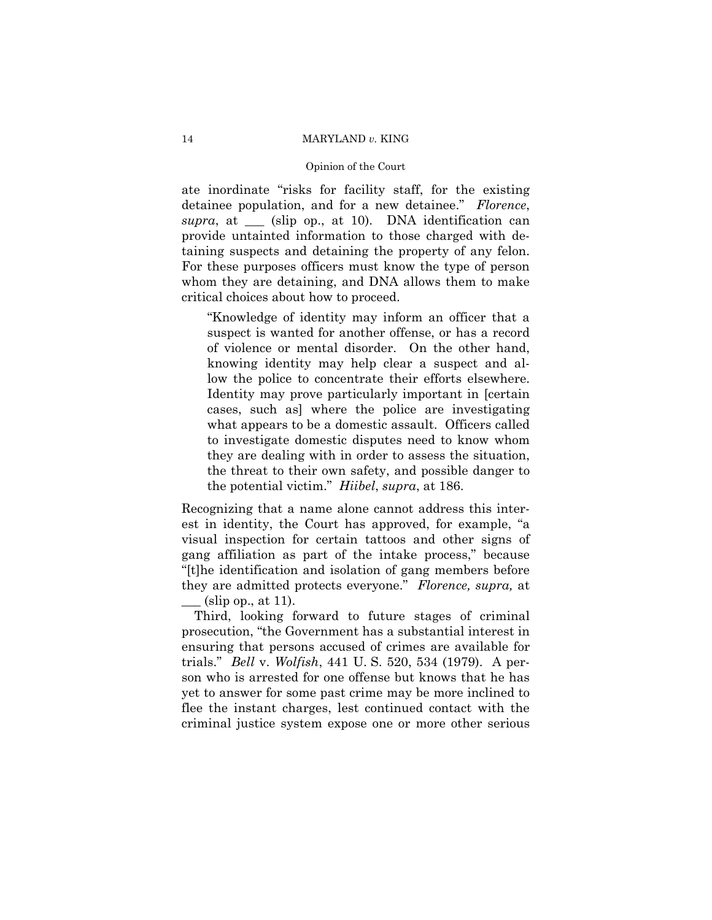ate inordinate "risks for facility staff, for the existing detainee population, and for a new detainee." *Florence*, *supra*, at ___ (slip op., at 10). DNA identification can provide untainted information to those charged with detaining suspects and detaining the property of any felon. For these purposes officers must know the type of person whom they are detaining, and DNA allows them to make critical choices about how to proceed.

> "Knowledge of identity may inform an officer that a suspect is wanted for another offense, or has a record of violence or mental disorder. On the other hand, knowing identity may help clear a suspect and allow the police to concentrate their efforts elsewhere. Identity may prove particularly important in [certain cases, such as] where the police are investigating what appears to be a domestic assault. Officers called to investigate domestic disputes need to know whom they are dealing with in order to assess the situation, the threat to their own safety, and possible danger to the potential victim." *Hiibel*, *supra*, at 186.

Recognizing that a name alone cannot address this interest in identity, the Court has approved, for example, "a visual inspection for certain tattoos and other signs of gang affiliation as part of the intake process," because "[t]he identification and isolation of gang members before they are admitted protects everyone." *Florence, supra,* at ___ (slip op., at 11).

Third, looking forward to future stages of criminal prosecution, "the Government has a substantial interest in ensuring that persons accused of crimes are available for trials." *Bell* v. *Wolfish*, 441 U. S. 520, 534 (1979). A person who is arrested for one offense but knows that he has yet to answer for some past crime may be more inclined to flee the instant charges, lest continued contact with the criminal justice system expose one or more other serious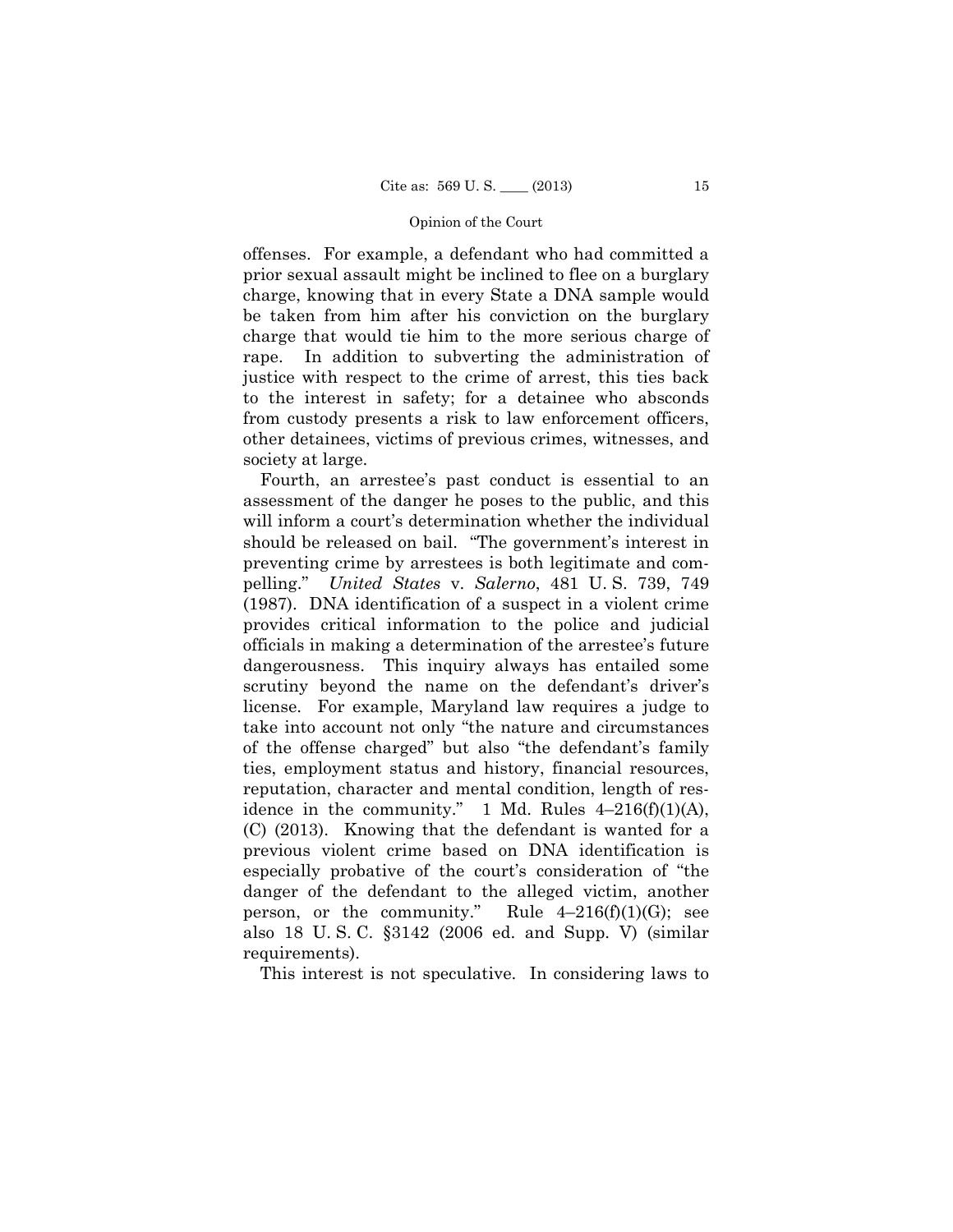offenses. For example, a defendant who had committed a prior sexual assault might be inclined to flee on a burglary charge, knowing that in every State a DNA sample would be taken from him after his conviction on the burglary charge that would tie him to the more serious charge of rape. In addition to subverting the administration of justice with respect to the crime of arrest, this ties back to the interest in safety; for a detainee who absconds from custody presents a risk to law enforcement officers, other detainees, victims of previous crimes, witnesses, and society at large.

Fourth, an arrestee's past conduct is essential to an assessment of the danger he poses to the public, and this will inform a court's determination whether the individual should be released on bail. "The government's interest in preventing crime by arrestees is both legitimate and compelling." *United States* v. *Salerno*, 481 U. S. 739, 749 (1987). DNA identification of a suspect in a violent crime provides critical information to the police and judicial officials in making a determination of the arrestee's future dangerousness. This inquiry always has entailed some scrutiny beyond the name on the defendant's driver's license. For example, Maryland law requires a judge to take into account not only "the nature and circumstances of the offense charged" but also "the defendant's family ties, employment status and history, financial resources, reputation, character and mental condition, length of residence in the community." 1 Md. Rules 4–216(f)(1)(A), (C) (2013). Knowing that the defendant is wanted for a previous violent crime based on DNA identification is especially probative of the court's consideration of "the danger of the defendant to the alleged victim, another person, or the community." Rule 4–216(f)(1)(G); see also 18 U. S. C. §3142 (2006 ed. and Supp. V) (similar requirements).

This interest is not speculative. In considering laws to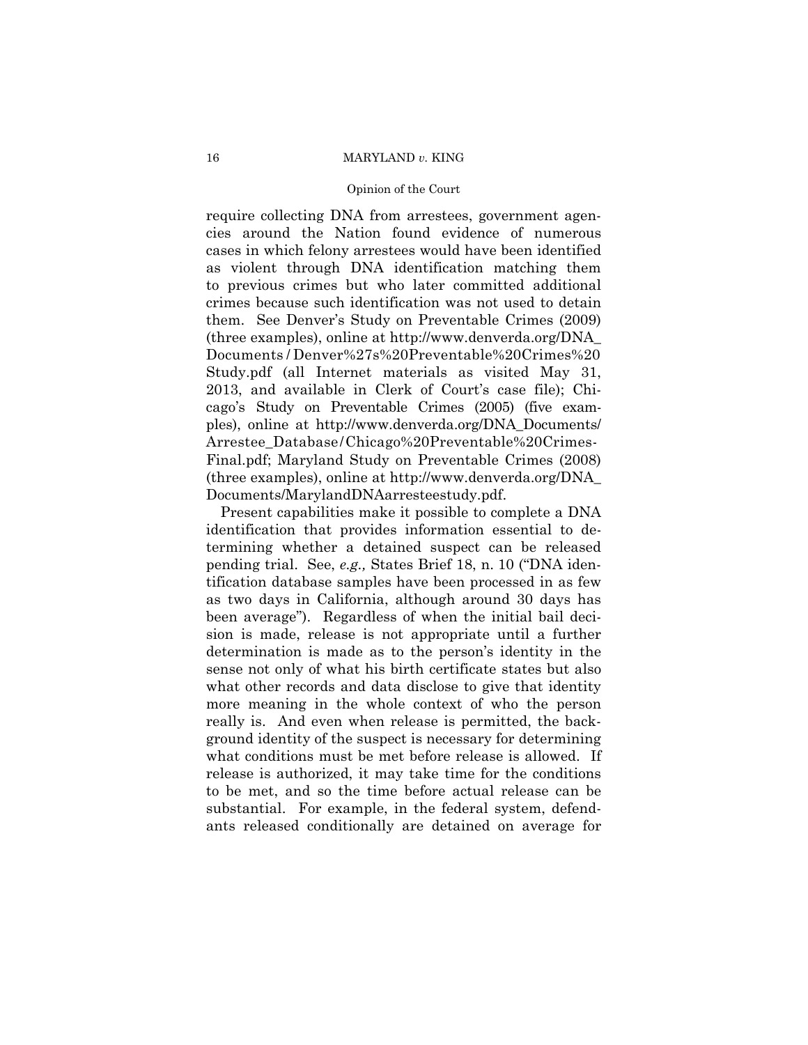require collecting DNA from arrestees, government agencies around the Nation found evidence of numerous cases in which felony arrestees would have been identified as violent through DNA identification matching them to previous crimes but who later committed additional crimes because such identification was not used to detain them. See Denver's Study on Preventable Crimes (2009) (three examples), online at http://www.denverda.org/DNA_Documents/Denver%27s%20Preventable%20Crimes%20Study.pdf (all Internet materials as visited May 31, 2013, and available in Clerk of Court's case file); Chicago's Study on Preventable Crimes (2005) (five examples), online at http://www.denverda.org/DNA_Documents/Arrestee_Database/Chicago%20Preventable%20Crimes-Final.pdf; Maryland Study on Preventable Crimes (2008) (three examples), online at http://www.denverda.org/DNA_Documents/MarylandDNAarresteestudy.pdf.

Present capabilities make it possible to complete a DNA identification that provides information essential to determining whether a detained suspect can be released pending trial. See, *e.g.,* States Brief 18, n. 10 ("DNA identification database samples have been processed in as few as two days in California, although around 30 days has been average"). Regardless of when the initial bail decision is made, release is not appropriate until a further determination is made as to the person's identity in the sense not only of what his birth certificate states but also what other records and data disclose to give that identity more meaning in the whole context of who the person really is. And even when release is permitted, the background identity of the suspect is necessary for determining what conditions must be met before release is allowed. If release is authorized, it may take time for the conditions to be met, and so the time before actual release can be substantial. For example, in the federal system, defendants released conditionally are detained on average for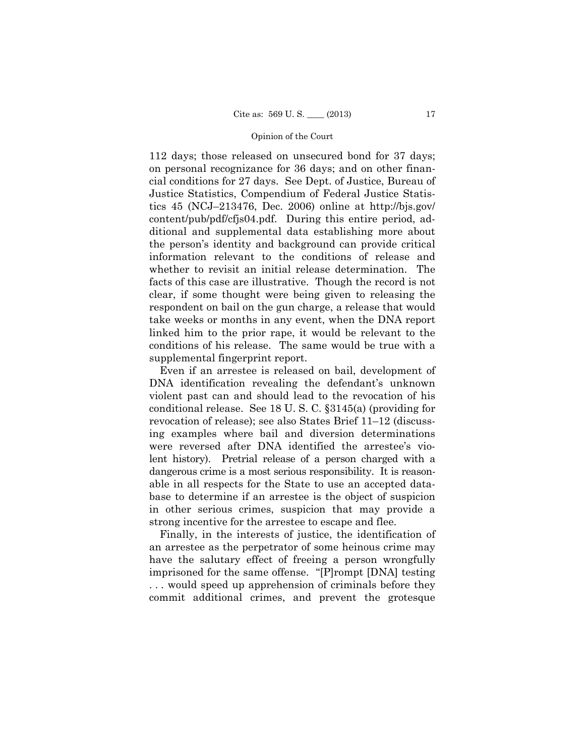112 days; those released on unsecured bond for 37 days; on personal recognizance for 36 days; and on other financial conditions for 27 days. See Dept. of Justice, Bureau of Justice Statistics, Compendium of Federal Justice Statistics 45 (NCJ–213476, Dec. 2006) online at http://bjs.gov/content/pub/pdf/cfjs04.pdf. During this entire period, additional and supplemental data establishing more about the person's identity and background can provide critical information relevant to the conditions of release and whether to revisit an initial release determination. The facts of this case are illustrative. Though the record is not clear, if some thought were being given to releasing the respondent on bail on the gun charge, a release that would take weeks or months in any event, when the DNA report linked him to the prior rape, it would be relevant to the conditions of his release. The same would be true with a supplemental fingerprint report.

Even if an arrestee is released on bail, development of DNA identification revealing the defendant's unknown violent past can and should lead to the revocation of his conditional release. See 18 U. S. C. §3145(a) (providing for revocation of release); see also States Brief 11–12 (discussing examples where bail and diversion determinations were reversed after DNA identified the arrestee's violent history). Pretrial release of a person charged with a dangerous crime is a most serious responsibility. It is reasonable in all respects for the State to use an accepted database to determine if an arrestee is the object of suspicion in other serious crimes, suspicion that may provide a strong incentive for the arrestee to escape and flee.

Finally, in the interests of justice, the identification of an arrestee as the perpetrator of some heinous crime may have the salutary effect of freeing a person wrongfully imprisoned for the same offense. "[P]rompt [DNA] testing . . . would speed up apprehension of criminals before they commit additional crimes, and prevent the grotesque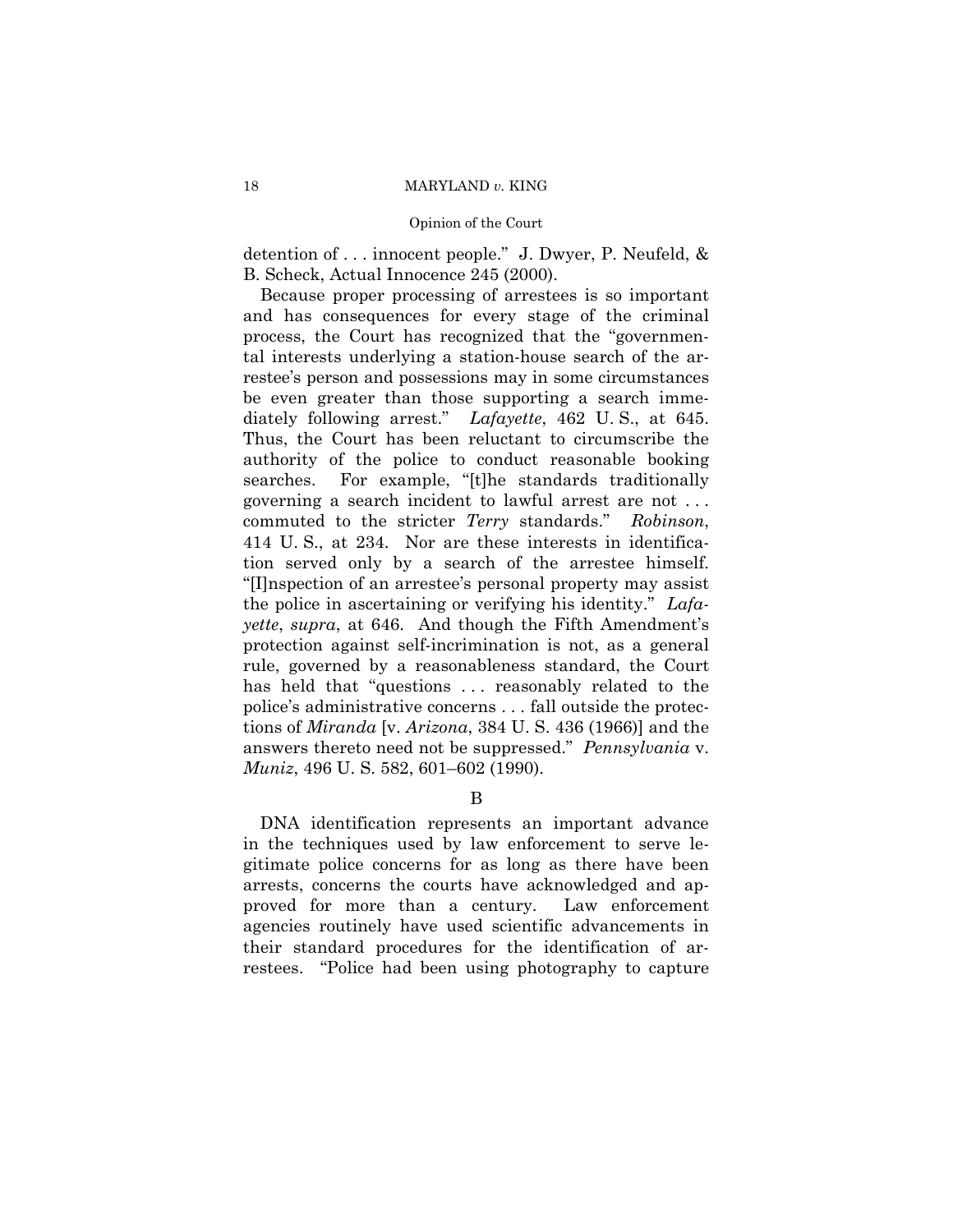detention of . . . innocent people." J. Dwyer, P. Neufeld, & B. Scheck, Actual Innocence 245 (2000).

Because proper processing of arrestees is so important and has consequences for every stage of the criminal process, the Court has recognized that the "governmental interests underlying a station-house search of the arrestee's person and possessions may in some circumstances be even greater than those supporting a search immediately following arrest." *Lafayette*, 462 U. S., at 645. Thus, the Court has been reluctant to circumscribe the authority of the police to conduct reasonable booking searches. For example, "[t]he standards traditionally governing a search incident to lawful arrest are not . . . commuted to the stricter *Terry* standards." *Robinson*, 414 U. S., at 234. Nor are these interests in identification served only by a search of the arrestee himself. "[I]nspection of an arrestee's personal property may assist the police in ascertaining or verifying his identity." *Lafayette*, *supra*, at 646. And though the Fifth Amendment's protection against self-incrimination is not, as a general rule, governed by a reasonableness standard, the Court has held that "questions . . . reasonably related to the police's administrative concerns . . . fall outside the protections of *Miranda* [v. *Arizona*, 384 U. S. 436 (1966)] and the answers thereto need not be suppressed." *Pennsylvania* v. *Muniz*, 496 U. S. 582, 601–602 (1990).

B

DNA identification represents an important advance in the techniques used by law enforcement to serve legitimate police concerns for as long as there have been arrests, concerns the courts have acknowledged and approved for more than a century. Law enforcement agencies routinely have used scientific advancements in their standard procedures for the identification of arrestees. "Police had been using photography to capture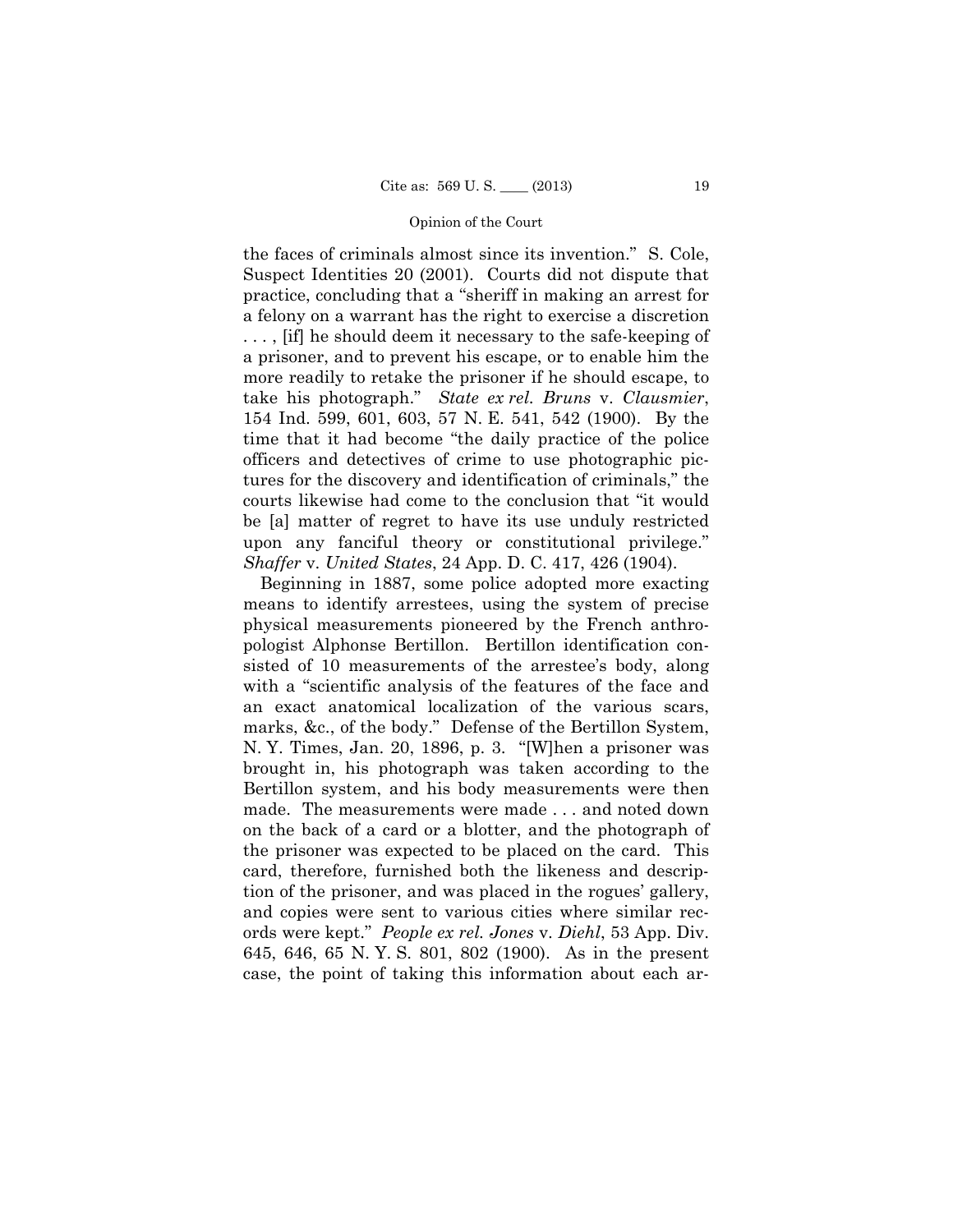the faces of criminals almost since its invention." S. Cole, Suspect Identities 20 (2001). Courts did not dispute that practice, concluding that a "sheriff in making an arrest for a felony on a warrant has the right to exercise a discretion . . . , [if] he should deem it necessary to the safe-keeping of a prisoner, and to prevent his escape, or to enable him the more readily to retake the prisoner if he should escape, to take his photograph." *State ex rel. Bruns* v. *Clausmier*, 154 Ind. 599, 601, 603, 57 N. E. 541, 542 (1900). By the time that it had become "the daily practice of the police officers and detectives of crime to use photographic pictures for the discovery and identification of criminals," the courts likewise had come to the conclusion that "it would be [a] matter of regret to have its use unduly restricted upon any fanciful theory or constitutional privilege." *Shaffer* v. *United States*, 24 App. D. C. 417, 426 (1904).

Beginning in 1887, some police adopted more exacting means to identify arrestees, using the system of precise physical measurements pioneered by the French anthropologist Alphonse Bertillon. Bertillon identification consisted of 10 measurements of the arrestee's body, along with a "scientific analysis of the features of the face and an exact anatomical localization of the various scars, marks, &c., of the body." Defense of the Bertillon System, N. Y. Times, Jan. 20, 1896, p. 3. "[W]hen a prisoner was brought in, his photograph was taken according to the Bertillon system, and his body measurements were then made. The measurements were made . . . and noted down on the back of a card or a blotter, and the photograph of the prisoner was expected to be placed on the card. This card, therefore, furnished both the likeness and description of the prisoner, and was placed in the rogues' gallery, and copies were sent to various cities where similar records were kept." *People ex rel. Jones* v. *Diehl*, 53 App. Div. 645, 646, 65 N. Y. S. 801, 802 (1900). As in the present case, the point of taking this information about each ar-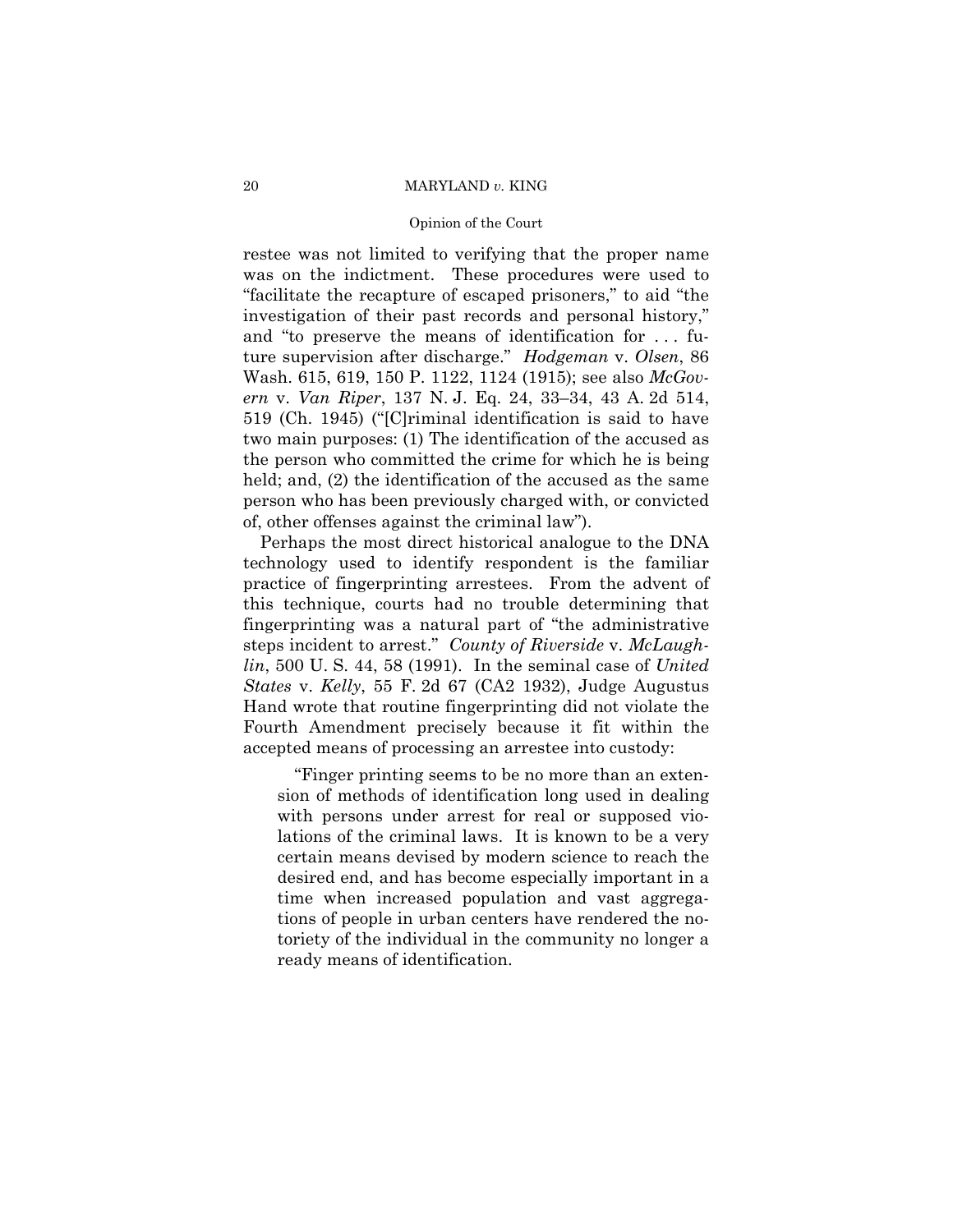restee was not limited to verifying that the proper name was on the indictment. These procedures were used to "facilitate the recapture of escaped prisoners," to aid "the investigation of their past records and personal history," and "to preserve the means of identification for . . . future supervision after discharge." *Hodgeman* v. *Olsen*, 86 Wash. 615, 619, 150 P. 1122, 1124 (1915); see also *McGovern* v. *Van Riper*, 137 N. J. Eq. 24, 33–34, 43 A. 2d 514, 519 (Ch. 1945) ("[C]riminal identification is said to have two main purposes: (1) The identification of the accused as the person who committed the crime for which he is being held; and, (2) the identification of the accused as the same person who has been previously charged with, or convicted of, other offenses against the criminal law").

Perhaps the most direct historical analogue to the DNA technology used to identify respondent is the familiar practice of fingerprinting arrestees. From the advent of this technique, courts had no trouble determining that fingerprinting was a natural part of "the administrative steps incident to arrest." *County of Riverside* v. *McLaughlin*, 500 U. S. 44, 58 (1991). In the seminal case of *United States* v. *Kelly*, 55 F. 2d 67 (CA2 1932), Judge Augustus Hand wrote that routine fingerprinting did not violate the Fourth Amendment precisely because it fit within the accepted means of processing an arrestee into custody:

> "Finger printing seems to be no more than an extension of methods of identification long used in dealing with persons under arrest for real or supposed violations of the criminal laws. It is known to be a very certain means devised by modern science to reach the desired end, and has become especially important in a time when increased population and vast aggregations of people in urban centers have rendered the notoriety of the individual in the community no longer a ready means of identification.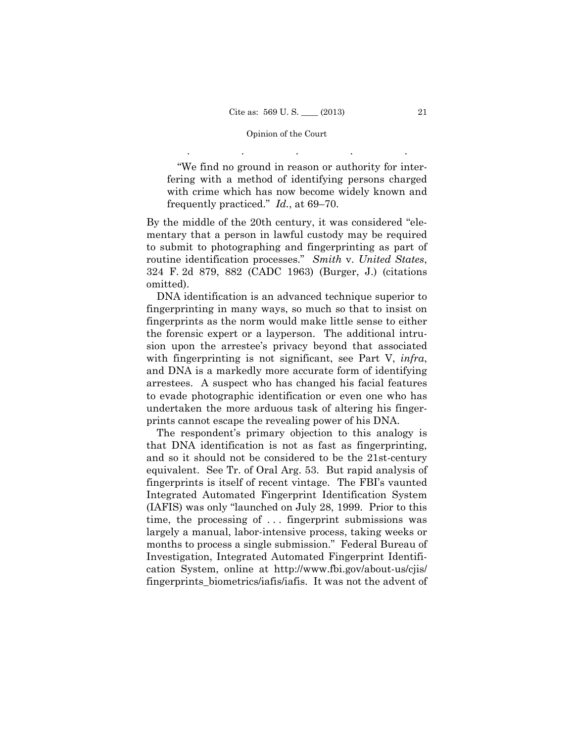. . . . .

> "We find no ground in reason or authority for interfering with a method of identifying persons charged with crime which has now become widely known and frequently practiced." *Id.*, at 69–70.

By the middle of the 20th century, it was considered "elementary that a person in lawful custody may be required to submit to photographing and fingerprinting as part of routine identification processes." *Smith* v. *United States*, 324 F. 2d 879, 882 (CADC 1963) (Burger, J.) (citations omitted).

DNA identification is an advanced technique superior to fingerprinting in many ways, so much so that to insist on fingerprints as the norm would make little sense to either the forensic expert or a layperson. The additional intrusion upon the arrestee's privacy beyond that associated with fingerprinting is not significant, see Part V, *infra*, and DNA is a markedly more accurate form of identifying arrestees. A suspect who has changed his facial features to evade photographic identification or even one who has undertaken the more arduous task of altering his fingerprints cannot escape the revealing power of his DNA.

The respondent's primary objection to this analogy is that DNA identification is not as fast as fingerprinting, and so it should not be considered to be the 21st-century equivalent. See Tr. of Oral Arg. 53. But rapid analysis of fingerprints is itself of recent vintage. The FBI's vaunted Integrated Automated Fingerprint Identification System (IAFIS) was only "launched on July 28, 1999. Prior to this time, the processing of . . . fingerprint submissions was largely a manual, labor-intensive process, taking weeks or months to process a single submission." Federal Bureau of Investigation, Integrated Automated Fingerprint Identification System, online at http://www.fbi.gov/about-us/cjis/fingerprints_biometrics/iafis/iafis. It was not the advent of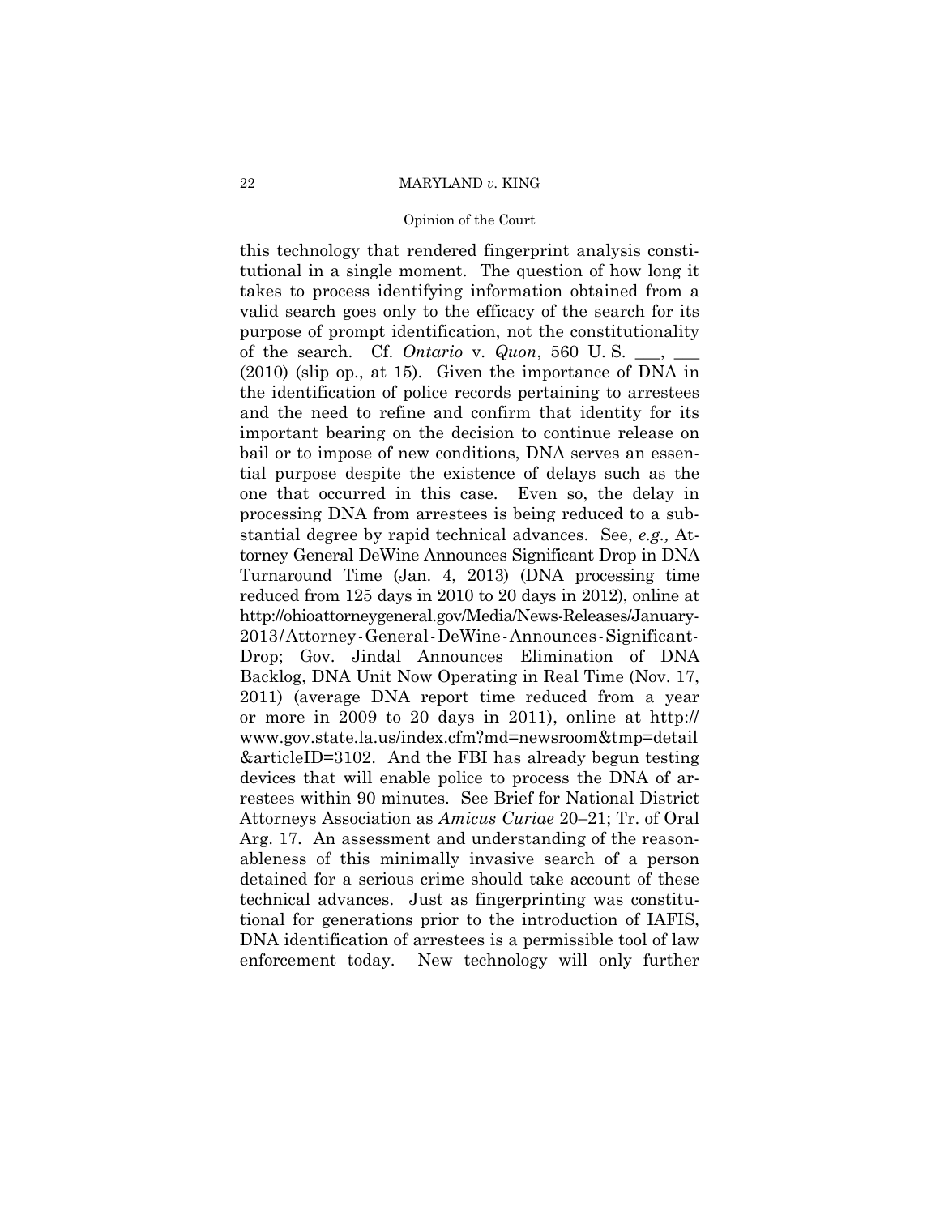this technology that rendered fingerprint analysis constitutional in a single moment. The question of how long it takes to process identifying information obtained from a valid search goes only to the efficacy of the search for its purpose of prompt identification, not the constitutionality of the search. Cf. *Ontario* v. *Quon*, 560 U. S. ___, ___ (2010) (slip op., at 15). Given the importance of DNA in the identification of police records pertaining to arrestees and the need to refine and confirm that identity for its important bearing on the decision to continue release on bail or to impose of new conditions, DNA serves an essential purpose despite the existence of delays such as the one that occurred in this case. Even so, the delay in processing DNA from arrestees is being reduced to a substantial degree by rapid technical advances. See, *e.g.,* Attorney General DeWine Announces Significant Drop in DNA Turnaround Time (Jan. 4, 2013) (DNA processing time reduced from 125 days in 2010 to 20 days in 2012), online at http://ohioattorneygeneral.gov/Media/News-Releases/January-2013/Attorney-General-DeWine-Announces-Significant-Drop; Gov. Jindal Announces Elimination of DNA Backlog, DNA Unit Now Operating in Real Time (Nov. 17, 2011) (average DNA report time reduced from a year or more in 2009 to 20 days in 2011), online at http://www.gov.state.la.us/index.cfm?md=newsroom&tmp=detail&articleID=3102. And the FBI has already begun testing devices that will enable police to process the DNA of arrestees within 90 minutes. See Brief for National District Attorneys Association as *Amicus Curiae* 20–21; Tr. of Oral Arg. 17. An assessment and understanding of the reasonableness of this minimally invasive search of a person detained for a serious crime should take account of these technical advances. Just as fingerprinting was constitutional for generations prior to the introduction of IAFIS, DNA identification of arrestees is a permissible tool of law enforcement today. New technology will only further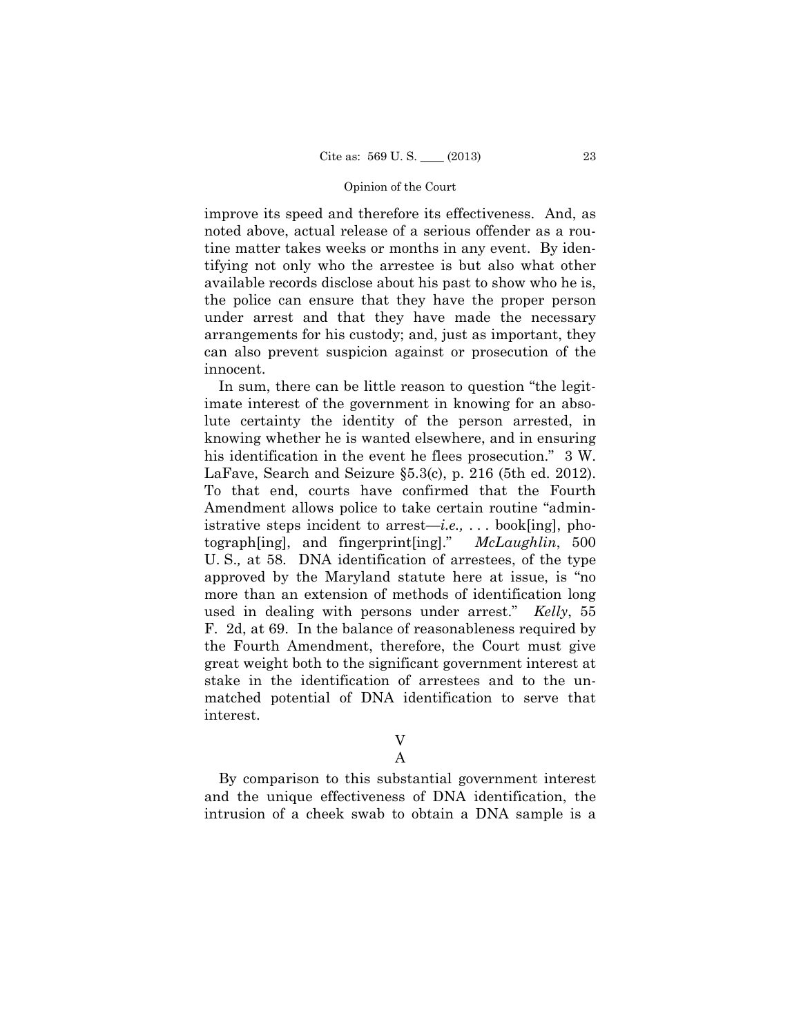improve its speed and therefore its effectiveness. And, as noted above, actual release of a serious offender as a routine matter takes weeks or months in any event. By identifying not only who the arrestee is but also what other available records disclose about his past to show who he is, the police can ensure that they have the proper person under arrest and that they have made the necessary arrangements for his custody; and, just as important, they can also prevent suspicion against or prosecution of the innocent.

In sum, there can be little reason to question "the legitimate interest of the government in knowing for an absolute certainty the identity of the person arrested, in knowing whether he is wanted elsewhere, and in ensuring his identification in the event he flees prosecution." 3 W. LaFave, Search and Seizure §5.3(c), p. 216 (5th ed. 2012). To that end, courts have confirmed that the Fourth Amendment allows police to take certain routine "administrative steps incident to arrest—*i.e.,* . . . book[ing], photograph[ing], and fingerprint[ing]." *McLaughlin*, 500 U. S.*,* at 58. DNA identification of arrestees, of the type approved by the Maryland statute here at issue, is "no more than an extension of methods of identification long used in dealing with persons under arrest." *Kelly*, 55 F. 2d, at 69. In the balance of reasonableness required by the Fourth Amendment, therefore, the Court must give great weight both to the significant government interest at stake in the identification of arrestees and to the unmatched potential of DNA identification to serve that interest.

## V

### A

By comparison to this substantial government interest and the unique effectiveness of DNA identification, the intrusion of a cheek swab to obtain a DNA sample is a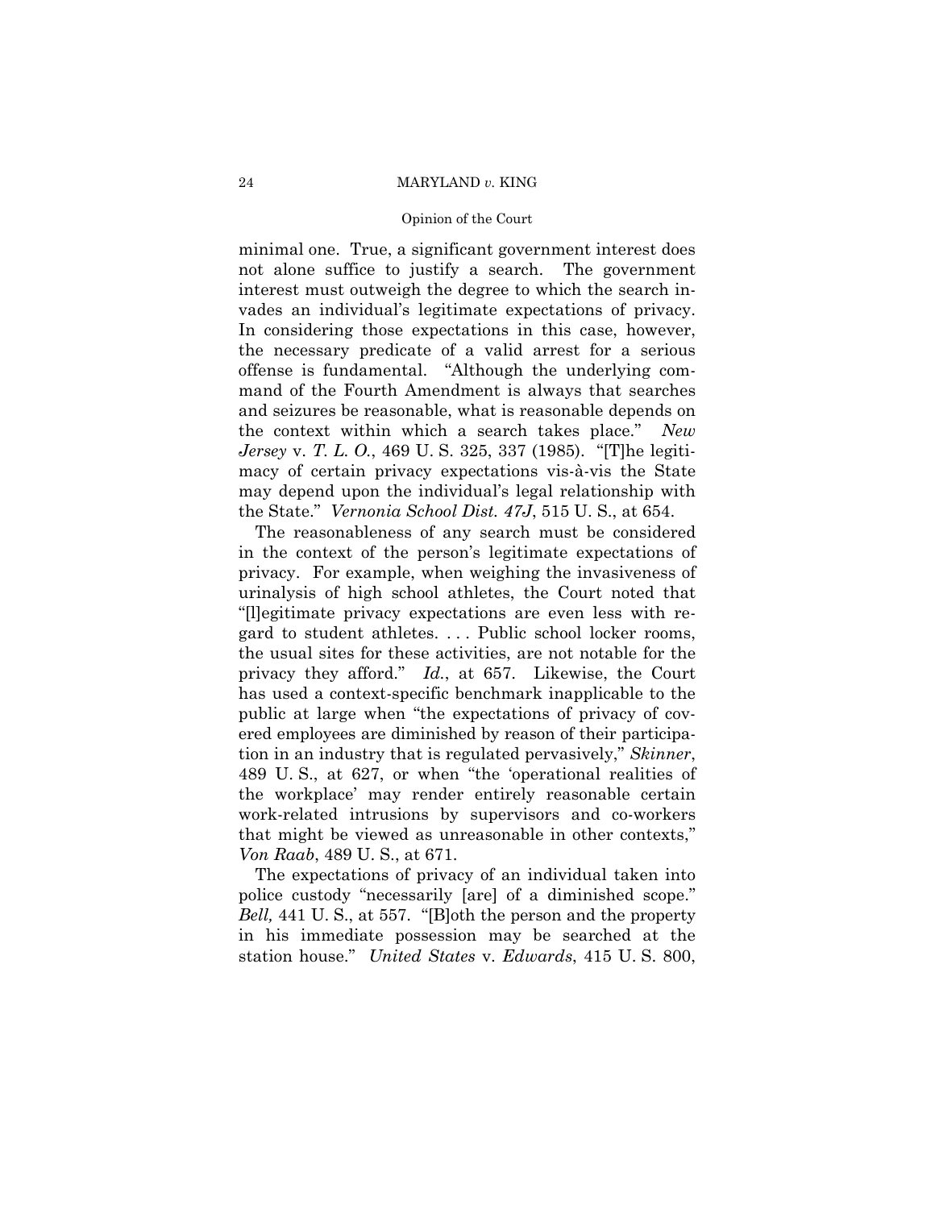minimal one. True, a significant government interest does not alone suffice to justify a search. The government interest must outweigh the degree to which the search invades an individual's legitimate expectations of privacy. In considering those expectations in this case, however, the necessary predicate of a valid arrest for a serious offense is fundamental. "Although the underlying command of the Fourth Amendment is always that searches and seizures be reasonable, what is reasonable depends on the context within which a search takes place." *New Jersey* v. *T. L. O.*, 469 U. S. 325, 337 (1985). "[T]he legitimacy of certain privacy expectations vis-à-vis the State may depend upon the individual's legal relationship with the State." *Vernonia School Dist. 47J*, 515 U. S., at 654.

The reasonableness of any search must be considered in the context of the person's legitimate expectations of privacy. For example, when weighing the invasiveness of urinalysis of high school athletes, the Court noted that "[l]egitimate privacy expectations are even less with regard to student athletes. . . . Public school locker rooms, the usual sites for these activities, are not notable for the privacy they afford." *Id.*, at 657. Likewise, the Court has used a context-specific benchmark inapplicable to the public at large when "the expectations of privacy of covered employees are diminished by reason of their participation in an industry that is regulated pervasively," *Skinner*, 489 U. S., at 627, or when "the 'operational realities of the workplace' may render entirely reasonable certain work-related intrusions by supervisors and co-workers that might be viewed as unreasonable in other contexts," *Von Raab*, 489 U. S., at 671.

The expectations of privacy of an individual taken into police custody "necessarily [are] of a diminished scope." *Bell,* 441 U. S., at 557. "[B]oth the person and the property in his immediate possession may be searched at the station house." *United States* v. *Edwards*, 415 U. S. 800,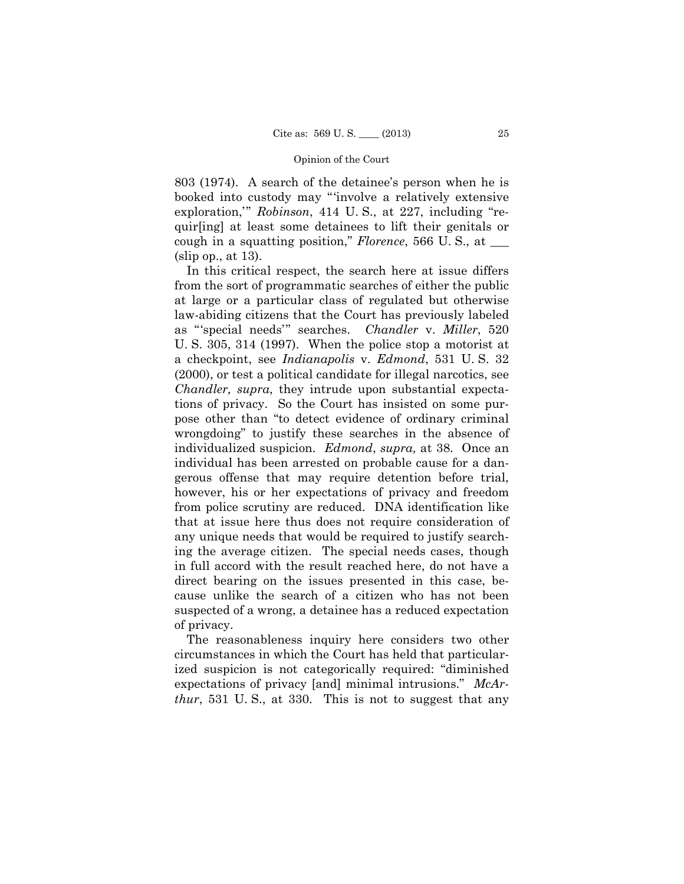803 (1974). A search of the detainee's person when he is booked into custody may "'involve a relatively extensive exploration,'" *Robinson*, 414 U. S., at 227, including "requir[ing] at least some detainees to lift their genitals or cough in a squatting position," *Florence*, 566 U. S., at ___ (slip op., at 13).

In this critical respect, the search here at issue differs from the sort of programmatic searches of either the public at large or a particular class of regulated but otherwise law-abiding citizens that the Court has previously labeled as "'special needs'" searches. *Chandler* v. *Miller*, 520 U. S. 305, 314 (1997). When the police stop a motorist at a checkpoint, see *Indianapolis* v. *Edmond*, 531 U. S. 32 (2000), or test a political candidate for illegal narcotics, see *Chandler, supra*, they intrude upon substantial expectations of privacy. So the Court has insisted on some purpose other than "to detect evidence of ordinary criminal wrongdoing" to justify these searches in the absence of individualized suspicion. *Edmond*, *supra,* at 38. Once an individual has been arrested on probable cause for a dangerous offense that may require detention before trial, however, his or her expectations of privacy and freedom from police scrutiny are reduced. DNA identification like that at issue here thus does not require consideration of any unique needs that would be required to justify searching the average citizen. The special needs cases, though in full accord with the result reached here, do not have a direct bearing on the issues presented in this case, because unlike the search of a citizen who has not been suspected of a wrong, a detainee has a reduced expectation of privacy.

The reasonableness inquiry here considers two other circumstances in which the Court has held that particularized suspicion is not categorically required: "diminished expectations of privacy [and] minimal intrusions." *McArthur*, 531 U. S., at 330. This is not to suggest that any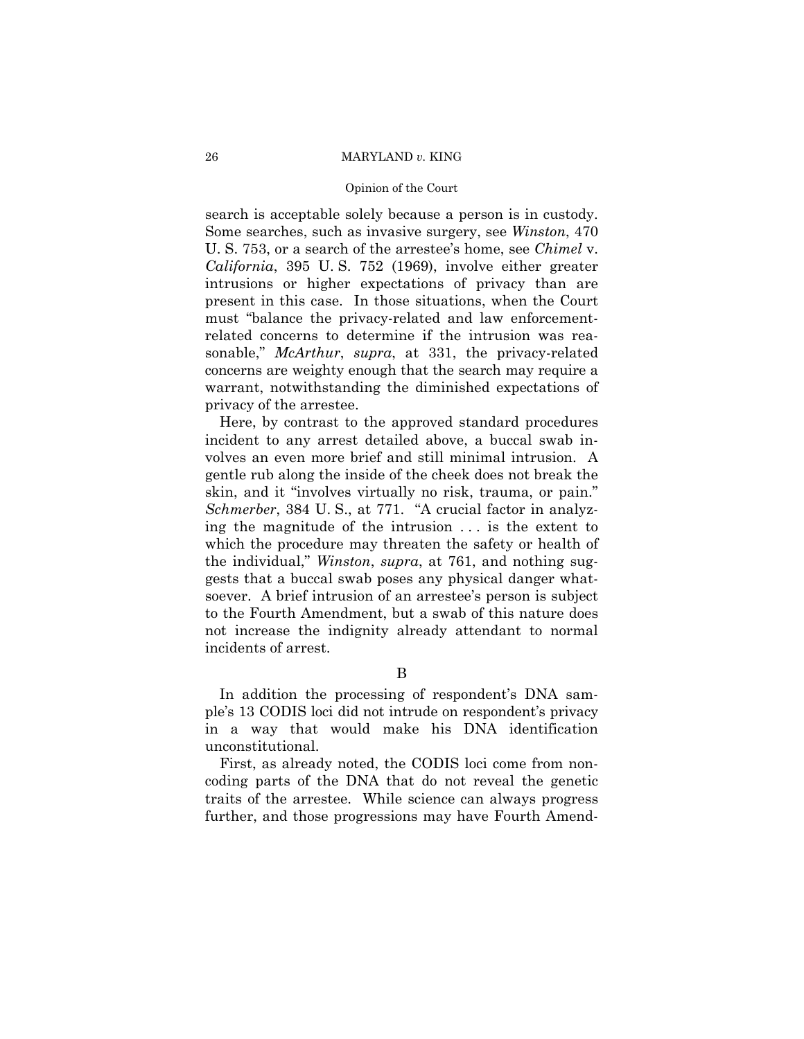search is acceptable solely because a person is in custody. Some searches, such as invasive surgery, see *Winston*, 470 U. S. 753, or a search of the arrestee's home, see *Chimel* v. *California*, 395 U. S. 752 (1969), involve either greater intrusions or higher expectations of privacy than are present in this case. In those situations, when the Court must "balance the privacy-related and law enforcement-related concerns to determine if the intrusion was reasonable," *McArthur*, *supra*, at 331, the privacy-related concerns are weighty enough that the search may require a warrant, notwithstanding the diminished expectations of privacy of the arrestee.

Here, by contrast to the approved standard procedures incident to any arrest detailed above, a buccal swab involves an even more brief and still minimal intrusion. A gentle rub along the inside of the cheek does not break the skin, and it "involves virtually no risk, trauma, or pain." *Schmerber*, 384 U. S., at 771. "A crucial factor in analyzing the magnitude of the intrusion . . . is the extent to which the procedure may threaten the safety or health of the individual," *Winston*, *supra*, at 761, and nothing suggests that a buccal swab poses any physical danger whatsoever. A brief intrusion of an arrestee's person is subject to the Fourth Amendment, but a swab of this nature does not increase the indignity already attendant to normal incidents of arrest.

### B

In addition the processing of respondent's DNA sample's 13 CODIS loci did not intrude on respondent's privacy in a way that would make his DNA identification unconstitutional.

First, as already noted, the CODIS loci come from noncoding parts of the DNA that do not reveal the genetic traits of the arrestee. While science can always progress further, and those progressions may have Fourth Amend-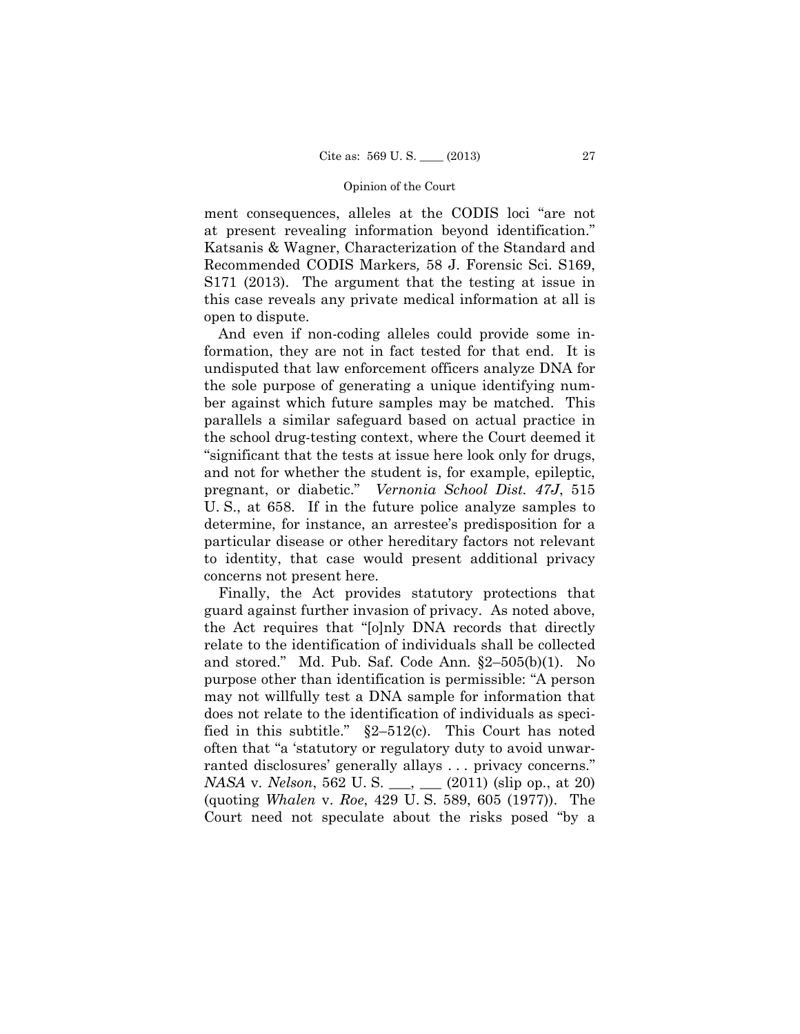ment consequences, alleles at the CODIS loci "are not at present revealing information beyond identification." Katsanis & Wagner, Characterization of the Standard and Recommended CODIS Markers*,* 58 J. Forensic Sci. S169, S171 (2013). The argument that the testing at issue in this case reveals any private medical information at all is open to dispute.

And even if non-coding alleles could provide some information, they are not in fact tested for that end. It is undisputed that law enforcement officers analyze DNA for the sole purpose of generating a unique identifying number against which future samples may be matched. This parallels a similar safeguard based on actual practice in the school drug-testing context, where the Court deemed it "significant that the tests at issue here look only for drugs, and not for whether the student is, for example, epileptic, pregnant, or diabetic." *Vernonia School Dist. 47J*, 515 U. S., at 658. If in the future police analyze samples to determine, for instance, an arrestee's predisposition for a particular disease or other hereditary factors not relevant to identity, that case would present additional privacy concerns not present here.

Finally, the Act provides statutory protections that guard against further invasion of privacy. As noted above, the Act requires that "[o]nly DNA records that directly relate to the identification of individuals shall be collected and stored." Md. Pub. Saf. Code Ann. §2–505(b)(1). No purpose other than identification is permissible: "A person may not willfully test a DNA sample for information that does not relate to the identification of individuals as specified in this subtitle." §2–512(c). This Court has noted often that "a 'statutory or regulatory duty to avoid unwarranted disclosures' generally allays . . . privacy concerns." *NASA* v. *Nelson*, 562 U. S. ___, ___ (2011) (slip op., at 20) (quoting *Whalen* v. *Roe*, 429 U. S. 589, 605 (1977)). The Court need not speculate about the risks posed "by a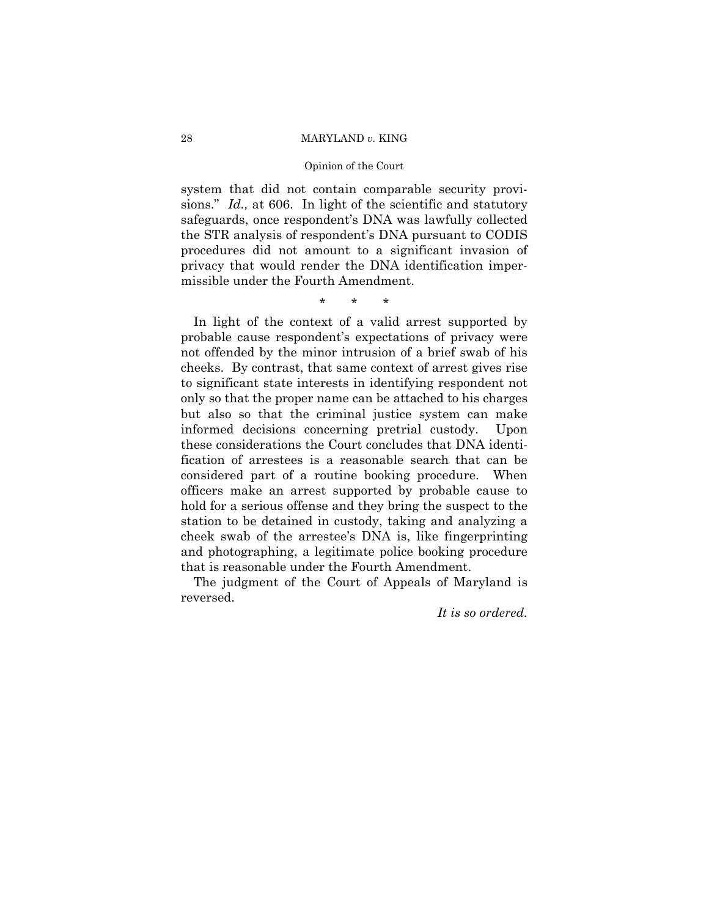system that did not contain comparable security provisions." *Id.,* at 606. In light of the scientific and statutory safeguards, once respondent's DNA was lawfully collected the STR analysis of respondent's DNA pursuant to CODIS procedures did not amount to a significant invasion of privacy that would render the DNA identification impermissible under the Fourth Amendment.

\* \* \*

In light of the context of a valid arrest supported by probable cause respondent's expectations of privacy were not offended by the minor intrusion of a brief swab of his cheeks. By contrast, that same context of arrest gives rise to significant state interests in identifying respondent not only so that the proper name can be attached to his charges but also so that the criminal justice system can make informed decisions concerning pretrial custody. Upon these considerations the Court concludes that DNA identification of arrestees is a reasonable search that can be considered part of a routine booking procedure. When officers make an arrest supported by probable cause to hold for a serious offense and they bring the suspect to the station to be detained in custody, taking and analyzing a cheek swab of the arrestee's DNA is, like fingerprinting and photographing, a legitimate police booking procedure that is reasonable under the Fourth Amendment.

The judgment of the Court of Appeals of Maryland is reversed.

*It is so ordered.*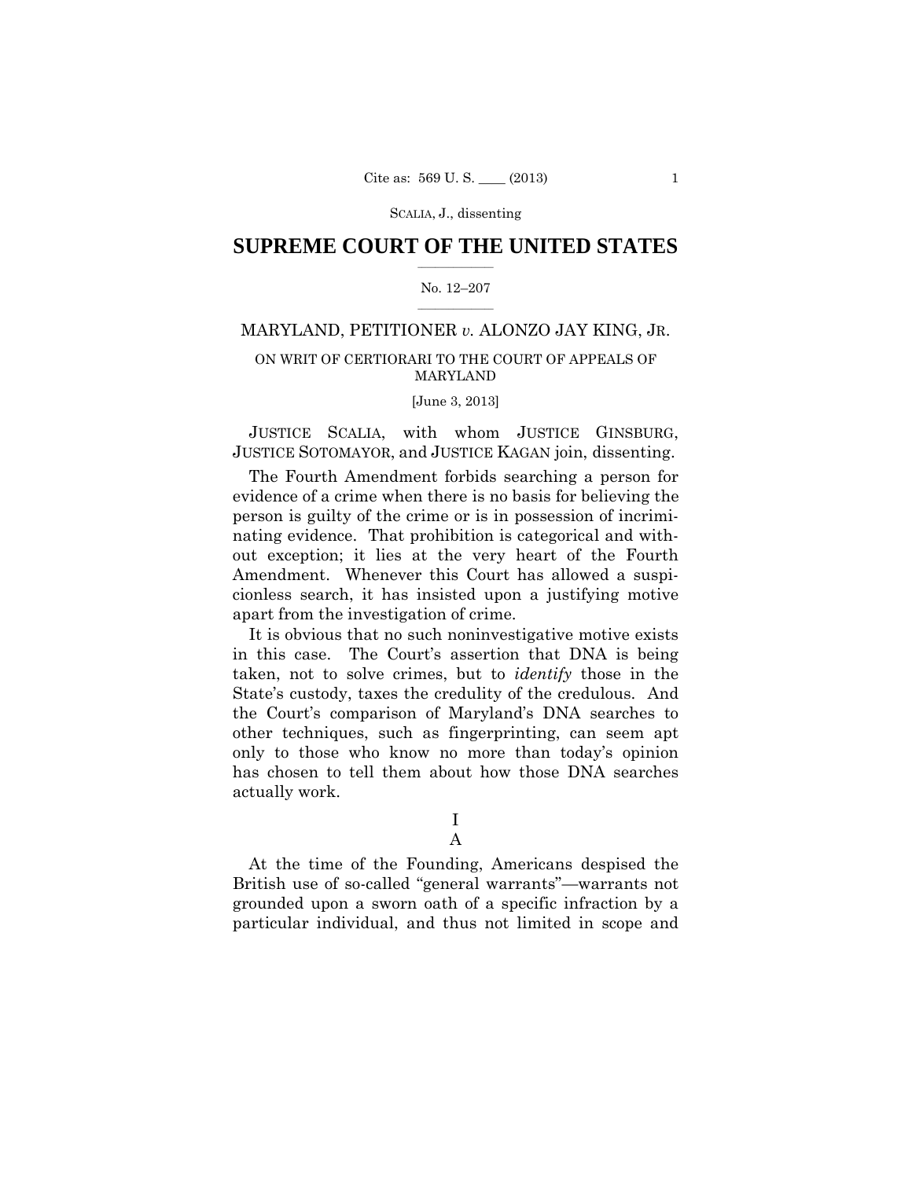# SUPREME COURT OF THE UNITED STATES

No. 12–207

MARYLAND, PETITIONER *v.* ALONZO JAY KING, JR.

ON WRIT OF CERTIORARI TO THE COURT OF APPEALS OF MARYLAND

[June 3, 2013]

JUSTICE SCALIA, with whom JUSTICE GINSBURG, JUSTICE SOTOMAYOR, and JUSTICE KAGAN join, dissenting.

The Fourth Amendment forbids searching a person for evidence of a crime when there is no basis for believing the person is guilty of the crime or is in possession of incriminating evidence. That prohibition is categorical and without exception; it lies at the very heart of the Fourth Amendment. Whenever this Court has allowed a suspicionless search, it has insisted upon a justifying motive apart from the investigation of crime.

It is obvious that no such noninvestigative motive exists in this case. The Court's assertion that DNA is being taken, not to solve crimes, but to *identify* those in the State's custody, taxes the credulity of the credulous. And the Court's comparison of Maryland's DNA searches to other techniques, such as fingerprinting, can seem apt only to those who know no more than today's opinion has chosen to tell them about how those DNA searches actually work.

## I

### A

At the time of the Founding, Americans despised the British use of so-called "general warrants"—warrants not grounded upon a sworn oath of a specific infraction by a particular individual, and thus not limited in scope and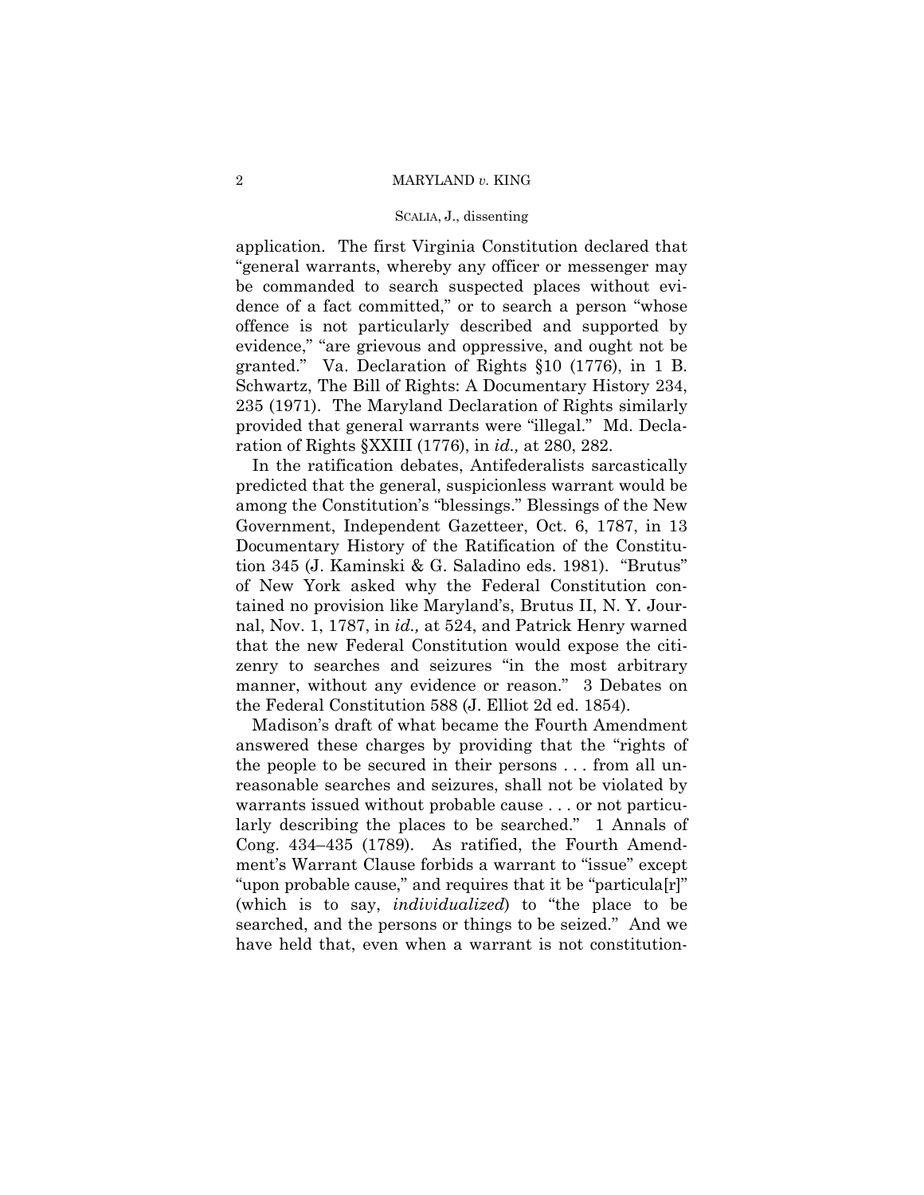application. The first Virginia Constitution declared that "general warrants, whereby any officer or messenger may be commanded to search suspected places without evidence of a fact committed," or to search a person "whose offence is not particularly described and supported by evidence," "are grievous and oppressive, and ought not be granted." Va. Declaration of Rights §10 (1776), in 1 B. Schwartz, The Bill of Rights: A Documentary History 234, 235 (1971). The Maryland Declaration of Rights similarly provided that general warrants were "illegal." Md. Declaration of Rights §XXIII (1776), in *id.,* at 280, 282.

In the ratification debates, Antifederalists sarcastically predicted that the general, suspicionless warrant would be among the Constitution's "blessings." Blessings of the New Government, Independent Gazetteer, Oct. 6, 1787, in 13 Documentary History of the Ratification of the Constitution 345 (J. Kaminski & G. Saladino eds. 1981). "Brutus" of New York asked why the Federal Constitution contained no provision like Maryland's, Brutus II, N. Y. Journal, Nov. 1, 1787, in *id.,* at 524, and Patrick Henry warned that the new Federal Constitution would expose the citizenry to searches and seizures "in the most arbitrary manner, without any evidence or reason." 3 Debates on the Federal Constitution 588 (J. Elliot 2d ed. 1854).

Madison's draft of what became the Fourth Amendment answered these charges by providing that the "rights of the people to be secured in their persons . . . from all unreasonable searches and seizures, shall not be violated by warrants issued without probable cause . . . or not particularly describing the places to be searched." 1 Annals of Cong. 434–435 (1789). As ratified, the Fourth Amendment's Warrant Clause forbids a warrant to "issue" except "upon probable cause," and requires that it be "particula[r]" (which is to say, *individualized*) to "the place to be searched, and the persons or things to be seized." And we have held that, even when a warrant is not constitution-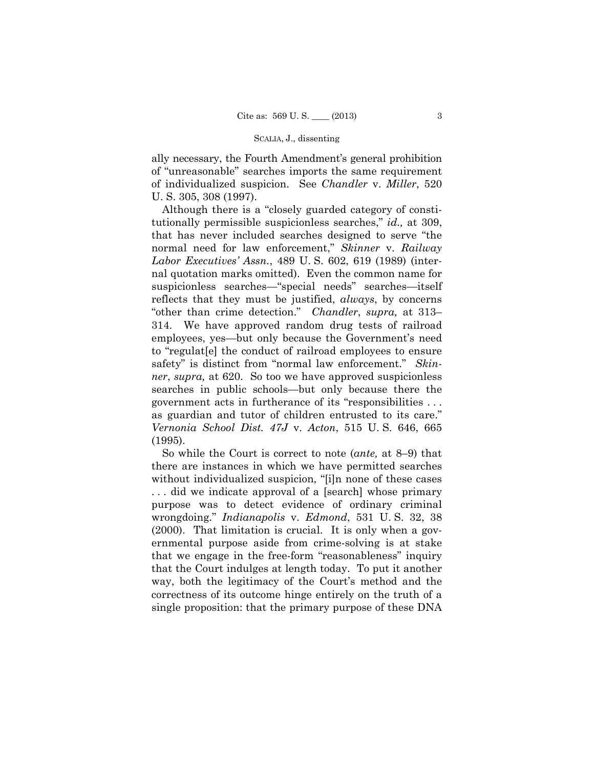ally necessary, the Fourth Amendment's general prohibition of "unreasonable" searches imports the same requirement of individualized suspicion. See *Chandler* v. *Miller*, 520 U. S. 305, 308 (1997).

Although there is a "closely guarded category of constitutionally permissible suspicionless searches," *id.,* at 309, that has never included searches designed to serve "the normal need for law enforcement," *Skinner* v. *Railway Labor Executives' Assn.*, 489 U. S. 602, 619 (1989) (internal quotation marks omitted). Even the common name for suspicionless searches—"special needs" searches—itself reflects that they must be justified, *always*, by concerns "other than crime detection." *Chandler*, *supra,* at 313–314. We have approved random drug tests of railroad employees, yes—but only because the Government's need to "regulat[e] the conduct of railroad employees to ensure safety" is distinct from "normal law enforcement." *Skinner*, *supra,* at 620. So too we have approved suspicionless searches in public schools—but only because there the government acts in furtherance of its "responsibilities . . . as guardian and tutor of children entrusted to its care." *Vernonia School Dist. 47J* v. *Acton*, 515 U. S. 646, 665 (1995).

So while the Court is correct to note (*ante,* at 8–9) that there are instances in which we have permitted searches without individualized suspicion, "[i]n none of these cases . . . did we indicate approval of a [search] whose primary purpose was to detect evidence of ordinary criminal wrongdoing." *Indianapolis* v. *Edmond*, 531 U. S. 32, 38 (2000). That limitation is crucial. It is only when a governmental purpose aside from crime-solving is at stake that we engage in the free-form "reasonableness" inquiry that the Court indulges at length today. To put it another way, both the legitimacy of the Court's method and the correctness of its outcome hinge entirely on the truth of a single proposition: that the primary purpose of these DNA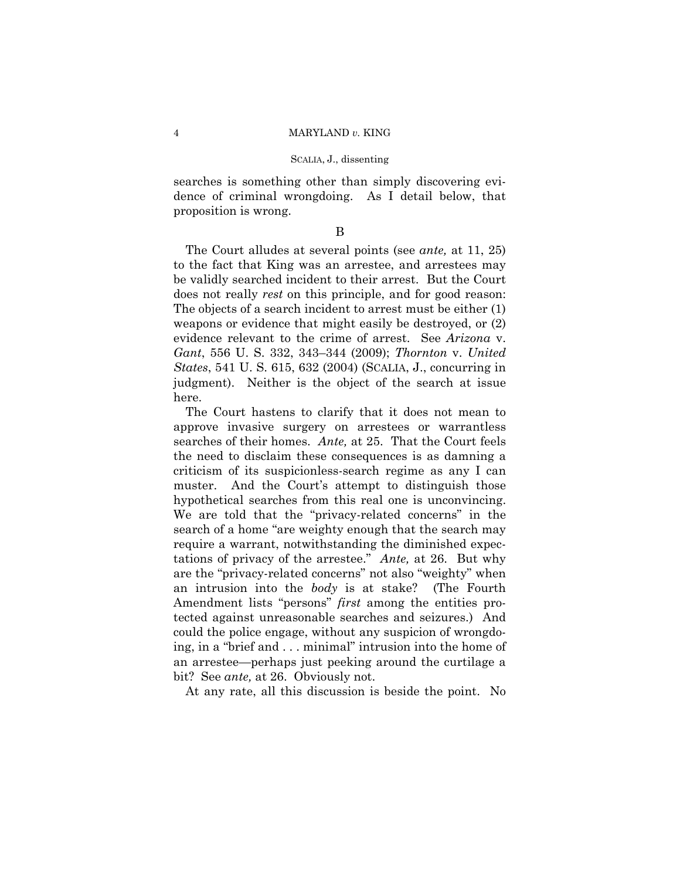searches is something other than simply discovering evidence of criminal wrongdoing. As I detail below, that proposition is wrong.

B

The Court alludes at several points (see *ante,* at 11, 25) to the fact that King was an arrestee, and arrestees may be validly searched incident to their arrest. But the Court does not really *rest* on this principle, and for good reason: The objects of a search incident to arrest must be either (1) weapons or evidence that might easily be destroyed, or (2) evidence relevant to the crime of arrest. See *Arizona* v. *Gant*, 556 U. S. 332, 343–344 (2009); *Thornton* v. *United States*, 541 U. S. 615, 632 (2004) (SCALIA, J., concurring in judgment). Neither is the object of the search at issue here.

The Court hastens to clarify that it does not mean to approve invasive surgery on arrestees or warrantless searches of their homes. *Ante,* at 25. That the Court feels the need to disclaim these consequences is as damning a criticism of its suspicionless-search regime as any I can muster. And the Court's attempt to distinguish those hypothetical searches from this real one is unconvincing. We are told that the "privacy-related concerns" in the search of a home "are weighty enough that the search may require a warrant, notwithstanding the diminished expectations of privacy of the arrestee." *Ante,* at 26. But why are the "privacy-related concerns" not also "weighty" when an intrusion into the *body* is at stake? (The Fourth Amendment lists "persons" *first* among the entities protected against unreasonable searches and seizures.) And could the police engage, without any suspicion of wrongdoing, in a "brief and . . . minimal" intrusion into the home of an arrestee—perhaps just peeking around the curtilage a bit? See *ante,* at 26. Obviously not.

At any rate, all this discussion is beside the point. No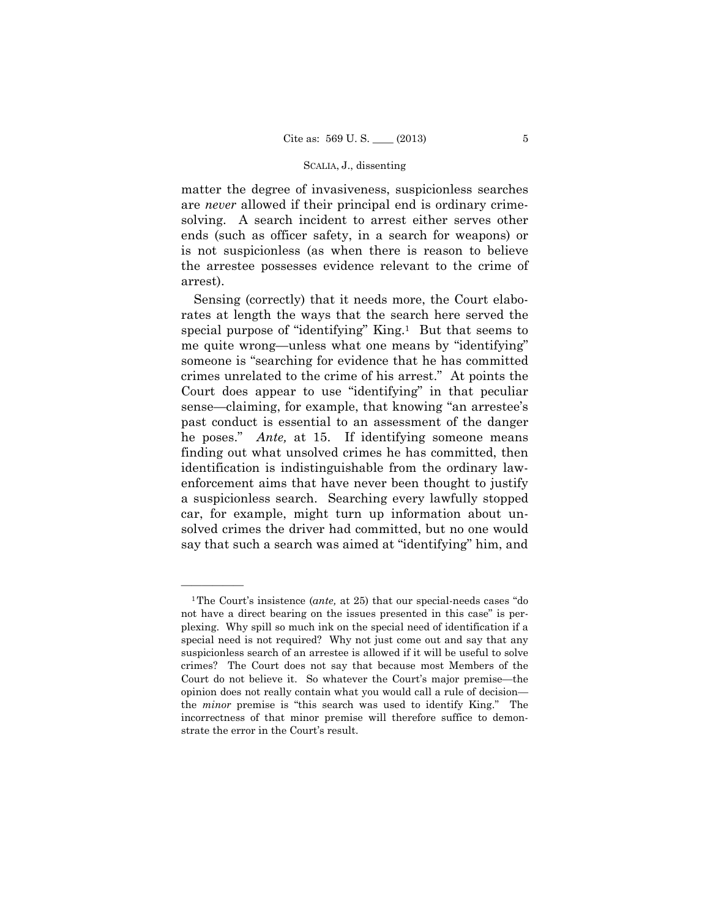matter the degree of invasiveness, suspicionless searches are *never* allowed if their principal end is ordinary crime-solving. A search incident to arrest either serves other ends (such as officer safety, in a search for weapons) or is not suspicionless (as when there is reason to believe the arrestee possesses evidence relevant to the crime of arrest).

Sensing (correctly) that it needs more, the Court elaborates at length the ways that the search here served the special purpose of "identifying" King.[1] But that seems to me quite wrong—unless what one means by "identifying" someone is "searching for evidence that he has committed crimes unrelated to the crime of his arrest." At points the Court does appear to use "identifying" in that peculiar sense—claiming, for example, that knowing "an arrestee's past conduct is essential to an assessment of the danger he poses." *Ante,* at 15. If identifying someone means finding out what unsolved crimes he has committed, then identification is indistinguishable from the ordinary law-enforcement aims that have never been thought to justify a suspicionless search. Searching every lawfully stopped car, for example, might turn up information about unsolved crimes the driver had committed, but no one would say that such a search was aimed at "identifying" him, and

---

[1] The Court's insistence (*ante,* at 25) that our special-needs cases "do not have a direct bearing on the issues presented in this case" is perplexing. Why spill so much ink on the special need of identification if a special need is not required? Why not just come out and say that any suspicionless search of an arrestee is allowed if it will be useful to solve crimes? The Court does not say that because most Members of the Court do not believe it. So whatever the Court's major premise—the opinion does not really contain what you would call a rule of decision—the *minor* premise is "this search was used to identify King." The incorrectness of that minor premise will therefore suffice to demonstrate the error in the Court's result.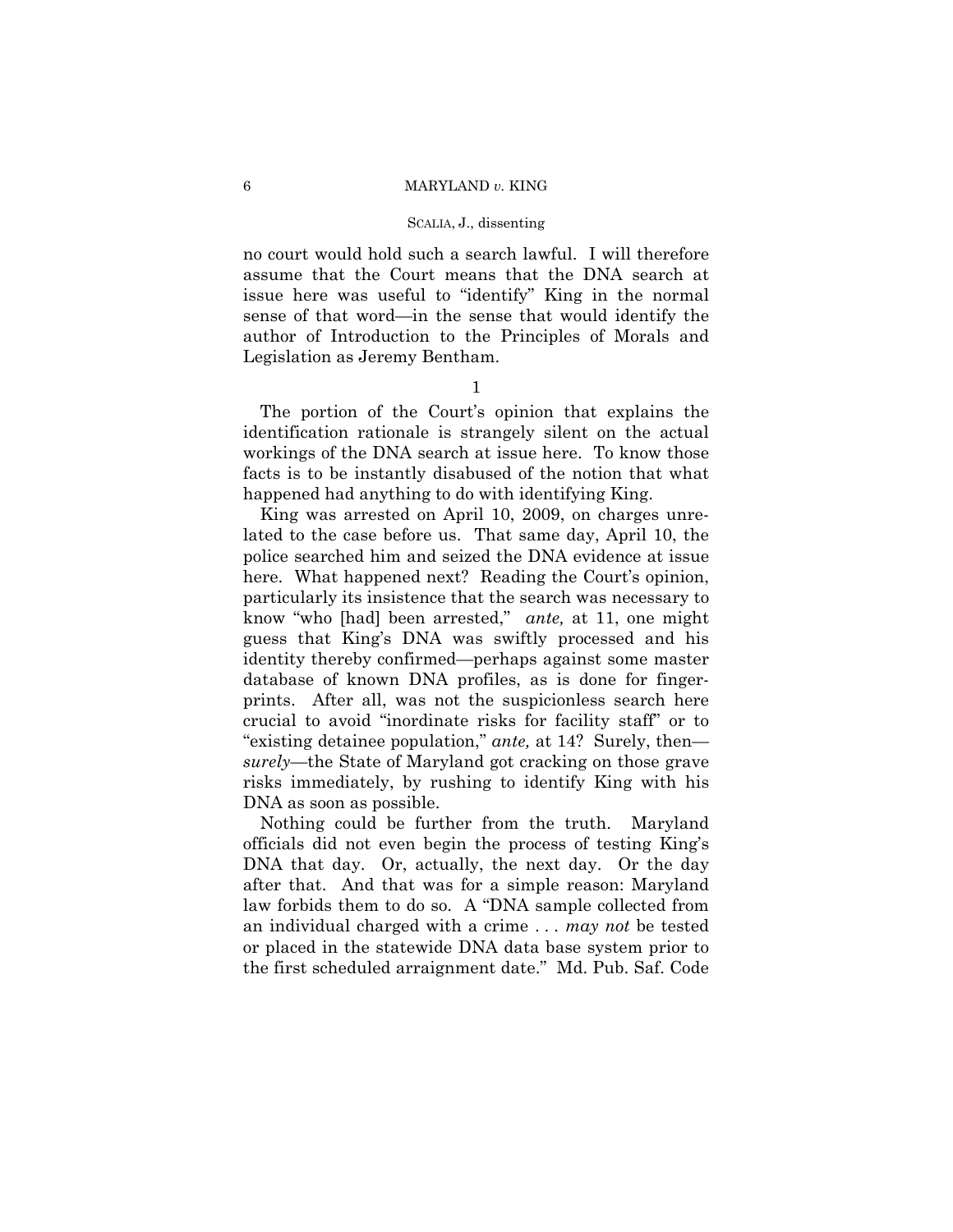no court would hold such a search lawful. I will therefore assume that the Court means that the DNA search at issue here was useful to "identify" King in the normal sense of that word—in the sense that would identify the author of Introduction to the Principles of Morals and Legislation as Jeremy Bentham.

1

The portion of the Court's opinion that explains the identification rationale is strangely silent on the actual workings of the DNA search at issue here. To know those facts is to be instantly disabused of the notion that what happened had anything to do with identifying King.

King was arrested on April 10, 2009, on charges unrelated to the case before us. That same day, April 10, the police searched him and seized the DNA evidence at issue here. What happened next? Reading the Court's opinion, particularly its insistence that the search was necessary to know "who [had] been arrested," *ante,* at 11, one might guess that King's DNA was swiftly processed and his identity thereby confirmed—perhaps against some master database of known DNA profiles, as is done for fingerprints. After all, was not the suspicionless search here crucial to avoid "inordinate risks for facility staff" or to "existing detainee population," *ante,* at 14? Surely, then—*surely*—the State of Maryland got cracking on those grave risks immediately, by rushing to identify King with his DNA as soon as possible.

Nothing could be further from the truth. Maryland officials did not even begin the process of testing King's DNA that day. Or, actually, the next day. Or the day after that. And that was for a simple reason: Maryland law forbids them to do so. A "DNA sample collected from an individual charged with a crime . . . *may not* be tested or placed in the statewide DNA data base system prior to the first scheduled arraignment date." Md. Pub. Saf. Code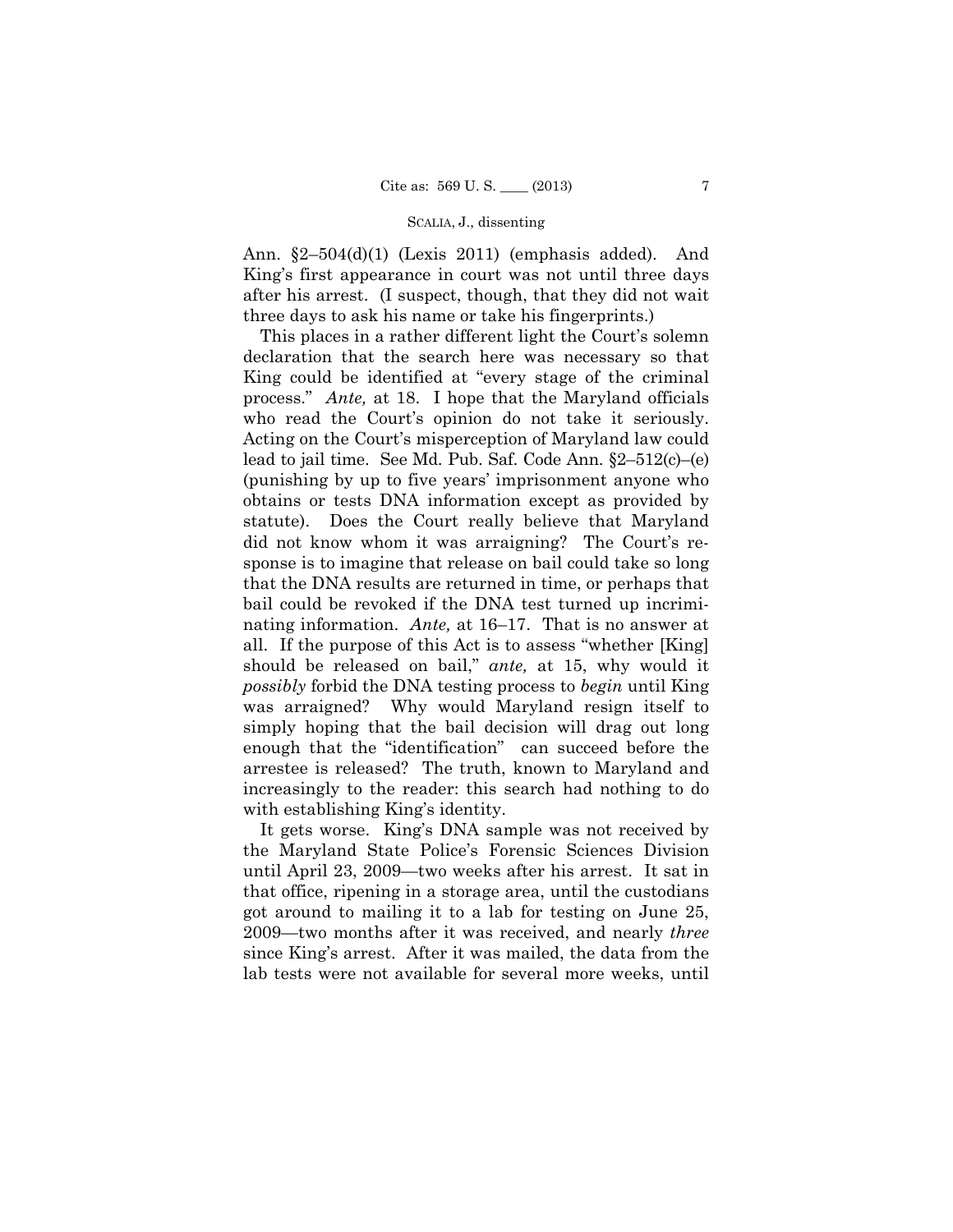Ann. §2–504(d)(1) (Lexis 2011) (emphasis added). And King's first appearance in court was not until three days after his arrest. (I suspect, though, that they did not wait three days to ask his name or take his fingerprints.)

This places in a rather different light the Court's solemn declaration that the search here was necessary so that King could be identified at "every stage of the criminal process." *Ante,* at 18. I hope that the Maryland officials who read the Court's opinion do not take it seriously. Acting on the Court's misperception of Maryland law could lead to jail time. See Md. Pub. Saf. Code Ann. §2–512(c)–(e) (punishing by up to five years' imprisonment anyone who obtains or tests DNA information except as provided by statute). Does the Court really believe that Maryland did not know whom it was arraigning? The Court's response is to imagine that release on bail could take so long that the DNA results are returned in time, or perhaps that bail could be revoked if the DNA test turned up incriminating information. *Ante,* at 16–17. That is no answer at all. If the purpose of this Act is to assess "whether [King] should be released on bail," *ante,* at 15, why would it *possibly* forbid the DNA testing process to *begin* until King was arraigned? Why would Maryland resign itself to simply hoping that the bail decision will drag out long enough that the "identification" can succeed before the arrestee is released? The truth, known to Maryland and increasingly to the reader: this search had nothing to do with establishing King's identity.

It gets worse. King's DNA sample was not received by the Maryland State Police's Forensic Sciences Division until April 23, 2009—two weeks after his arrest. It sat in that office, ripening in a storage area, until the custodians got around to mailing it to a lab for testing on June 25, 2009—two months after it was received, and nearly *three* since King's arrest. After it was mailed, the data from the lab tests were not available for several more weeks, until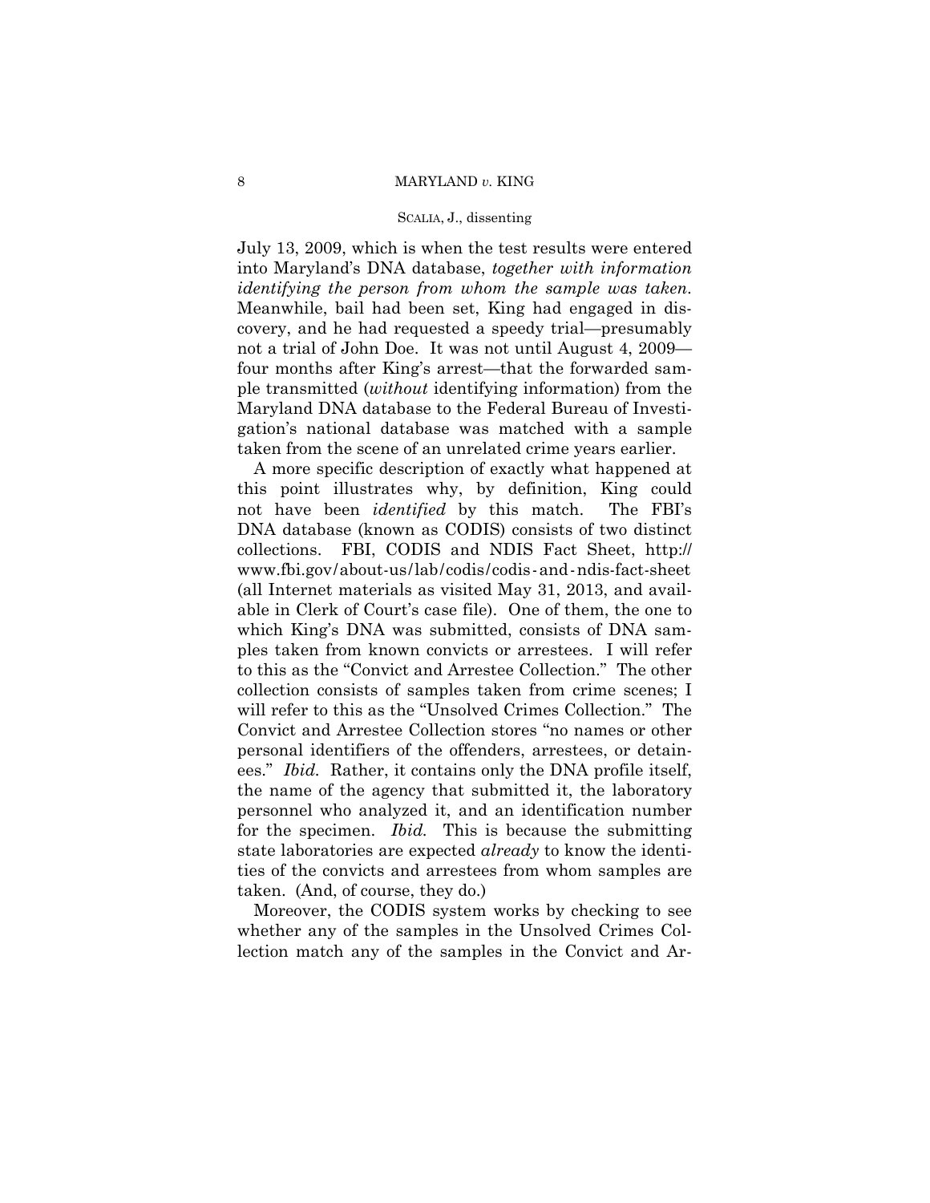July 13, 2009, which is when the test results were entered into Maryland's DNA database, *together with information identifying the person from whom the sample was taken*. Meanwhile, bail had been set, King had engaged in discovery, and he had requested a speedy trial—presumably not a trial of John Doe. It was not until August 4, 2009—four months after King's arrest—that the forwarded sample transmitted (*without* identifying information) from the Maryland DNA database to the Federal Bureau of Investigation's national database was matched with a sample taken from the scene of an unrelated crime years earlier.

A more specific description of exactly what happened at this point illustrates why, by definition, King could not have been *identified* by this match. The FBI's DNA database (known as CODIS) consists of two distinct collections. FBI, CODIS and NDIS Fact Sheet, http://www.fbi.gov/about-us/lab/codis/codis-and-ndis-fact-sheet (all Internet materials as visited May 31, 2013, and available in Clerk of Court's case file). One of them, the one to which King's DNA was submitted, consists of DNA samples taken from known convicts or arrestees. I will refer to this as the "Convict and Arrestee Collection." The other collection consists of samples taken from crime scenes; I will refer to this as the "Unsolved Crimes Collection." The Convict and Arrestee Collection stores "no names or other personal identifiers of the offenders, arrestees, or detainees." *Ibid.* Rather, it contains only the DNA profile itself, the name of the agency that submitted it, the laboratory personnel who analyzed it, and an identification number for the specimen. *Ibid.* This is because the submitting state laboratories are expected *already* to know the identities of the convicts and arrestees from whom samples are taken. (And, of course, they do.)

Moreover, the CODIS system works by checking to see whether any of the samples in the Unsolved Crimes Collection match any of the samples in the Convict and Ar-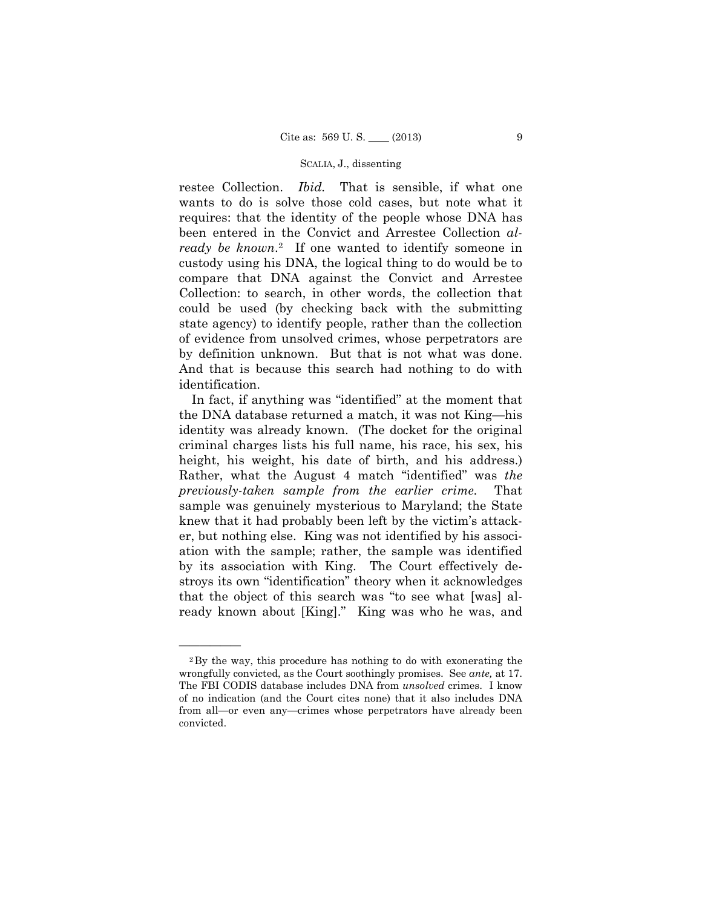restee Collection. *Ibid.* That is sensible, if what one wants to do is solve those cold cases, but note what it requires: that the identity of the people whose DNA has been entered in the Convict and Arrestee Collection *already be known*.[2] If one wanted to identify someone in custody using his DNA, the logical thing to do would be to compare that DNA against the Convict and Arrestee Collection: to search, in other words, the collection that could be used (by checking back with the submitting state agency) to identify people, rather than the collection of evidence from unsolved crimes, whose perpetrators are by definition unknown. But that is not what was done. And that is because this search had nothing to do with identification.

In fact, if anything was "identified" at the moment that the DNA database returned a match, it was not King—his identity was already known. (The docket for the original criminal charges lists his full name, his race, his sex, his height, his weight, his date of birth, and his address.) Rather, what the August 4 match "identified" was *the previously-taken sample from the earlier crime.* That sample was genuinely mysterious to Maryland; the State knew that it had probably been left by the victim's attacker, but nothing else. King was not identified by his association with the sample; rather, the sample was identified by its association with King. The Court effectively destroys its own "identification" theory when it acknowledges that the object of this search was "to see what [was] already known about [King]." King was who he was, and

---

[2] By the way, this procedure has nothing to do with exonerating the wrongfully convicted, as the Court soothingly promises. See *ante,* at 17. The FBI CODIS database includes DNA from *unsolved* crimes. I know of no indication (and the Court cites none) that it also includes DNA from all—or even any—crimes whose perpetrators have already been convicted.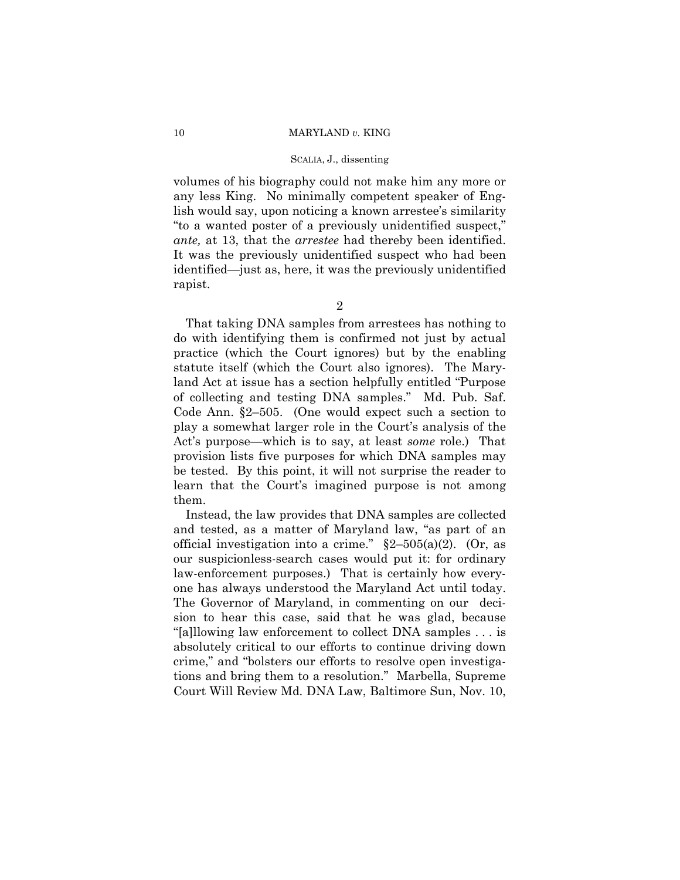volumes of his biography could not make him any more or any less King. No minimally competent speaker of English would say, upon noticing a known arrestee's similarity "to a wanted poster of a previously unidentified suspect," *ante,* at 13, that the *arrestee* had thereby been identified. It was the previously unidentified suspect who had been identified—just as, here, it was the previously unidentified rapist.

2

That taking DNA samples from arrestees has nothing to do with identifying them is confirmed not just by actual practice (which the Court ignores) but by the enabling statute itself (which the Court also ignores). The Maryland Act at issue has a section helpfully entitled "Purpose of collecting and testing DNA samples." Md. Pub. Saf. Code Ann. §2–505. (One would expect such a section to play a somewhat larger role in the Court's analysis of the Act's purpose—which is to say, at least *some* role.) That provision lists five purposes for which DNA samples may be tested. By this point, it will not surprise the reader to learn that the Court's imagined purpose is not among them.

Instead, the law provides that DNA samples are collected and tested, as a matter of Maryland law, "as part of an official investigation into a crime." §2–505(a)(2). (Or, as our suspicionless-search cases would put it: for ordinary law-enforcement purposes.) That is certainly how everyone has always understood the Maryland Act until today. The Governor of Maryland, in commenting on our decision to hear this case, said that he was glad, because "[a]llowing law enforcement to collect DNA samples . . . is absolutely critical to our efforts to continue driving down crime," and "bolsters our efforts to resolve open investigations and bring them to a resolution." Marbella, Supreme Court Will Review Md. DNA Law, Baltimore Sun, Nov. 10,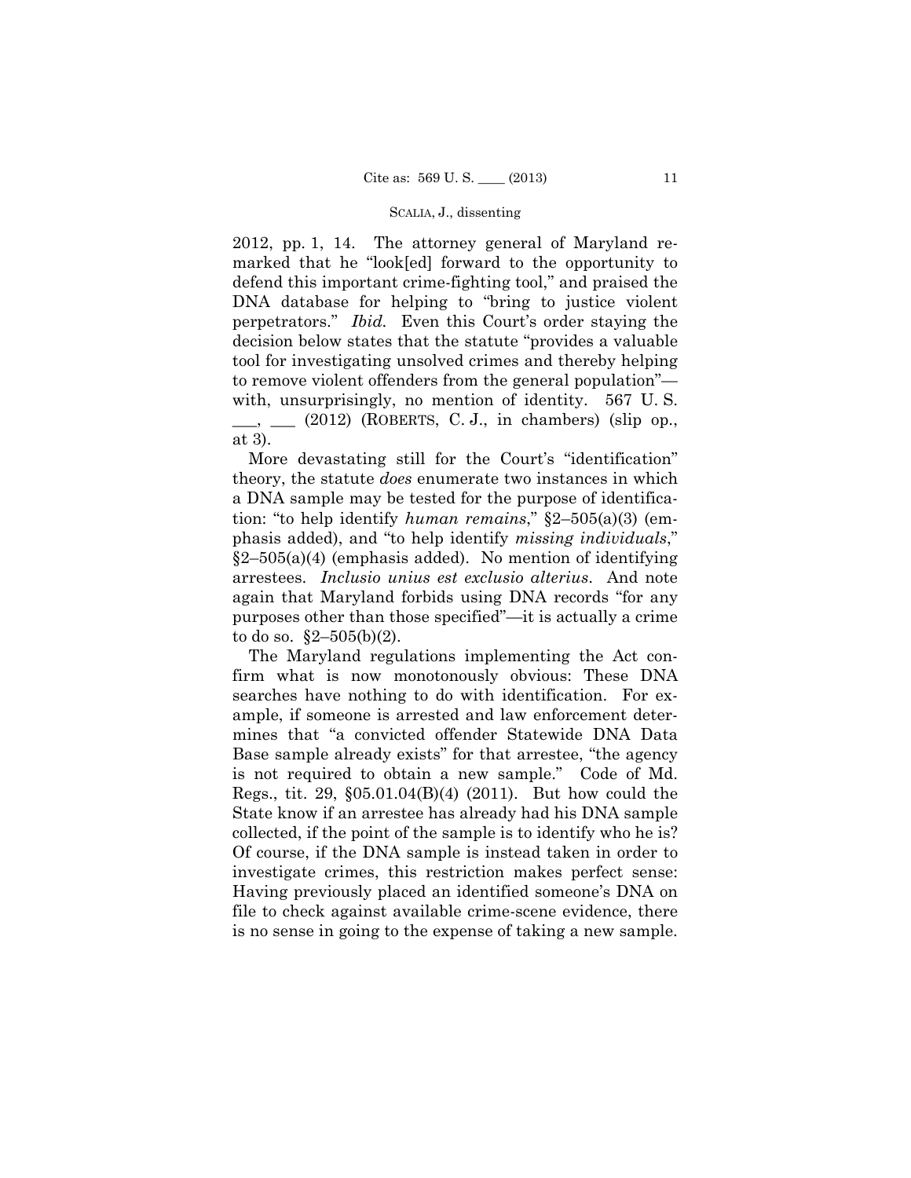2012, pp. 1, 14. The attorney general of Maryland remarked that he "look[ed] forward to the opportunity to defend this important crime-fighting tool," and praised the DNA database for helping to "bring to justice violent perpetrators." *Ibid.* Even this Court's order staying the decision below states that the statute "provides a valuable tool for investigating unsolved crimes and thereby helping to remove violent offenders from the general population"—with, unsurprisingly, no mention of identity. 567 U. S. \_\_\_, \_\_\_ (2012) (ROBERTS, C. J., in chambers) (slip op., at 3).

More devastating still for the Court's "identification" theory, the statute *does* enumerate two instances in which a DNA sample may be tested for the purpose of identification: "to help identify *human remains*," §2–505(a)(3) (emphasis added), and "to help identify *missing individuals*," §2–505(a)(4) (emphasis added). No mention of identifying arrestees. *Inclusio unius est exclusio alterius*. And note again that Maryland forbids using DNA records "for any purposes other than those specified"—it is actually a crime to do so. §2–505(b)(2).

The Maryland regulations implementing the Act confirm what is now monotonously obvious: These DNA searches have nothing to do with identification. For example, if someone is arrested and law enforcement determines that "a convicted offender Statewide DNA Data Base sample already exists" for that arrestee, "the agency is not required to obtain a new sample." Code of Md. Regs., tit. 29, §05.01.04(B)(4) (2011). But how could the State know if an arrestee has already had his DNA sample collected, if the point of the sample is to identify who he is? Of course, if the DNA sample is instead taken in order to investigate crimes, this restriction makes perfect sense: Having previously placed an identified someone's DNA on file to check against available crime-scene evidence, there is no sense in going to the expense of taking a new sample.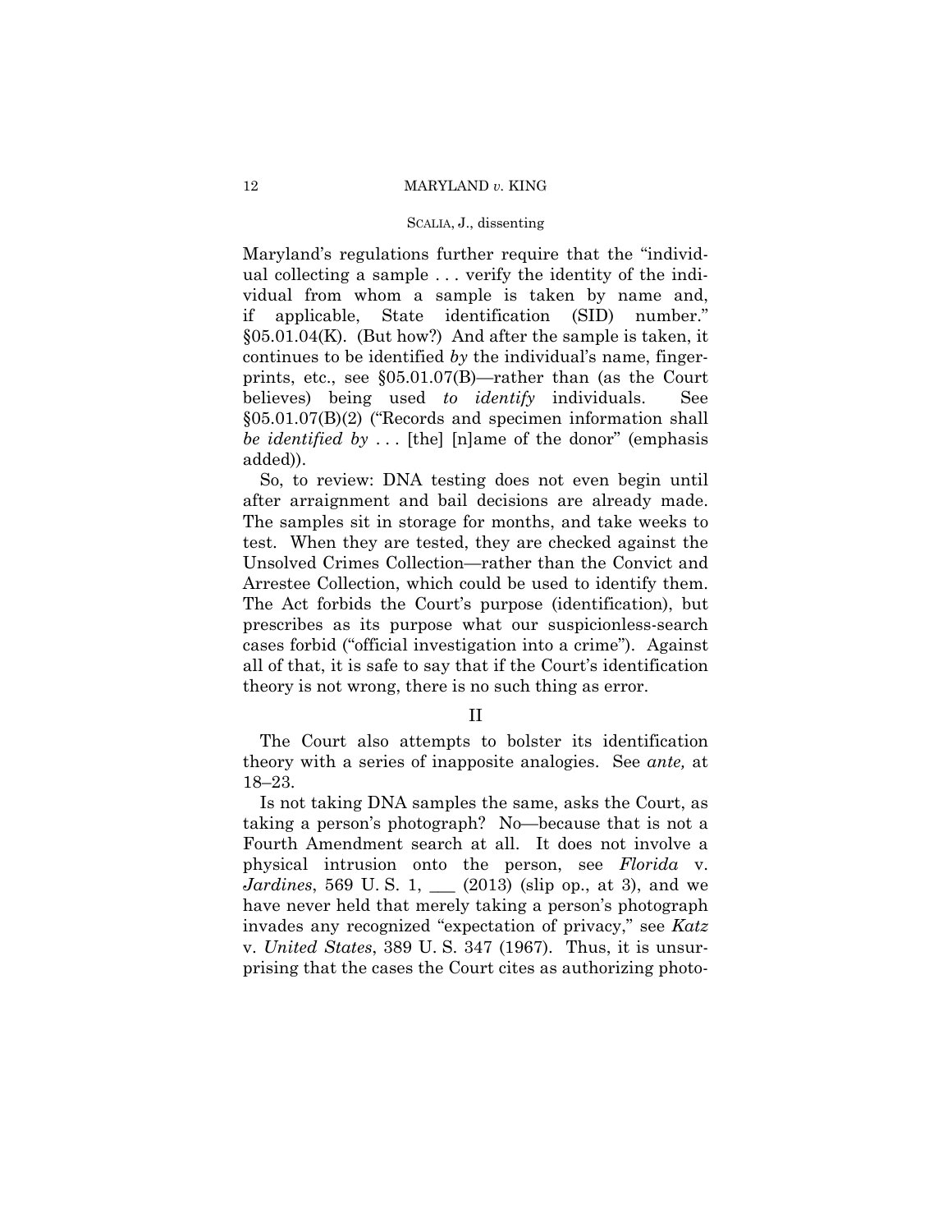Maryland's regulations further require that the "individual collecting a sample . . . verify the identity of the individual from whom a sample is taken by name and, if applicable, State identification (SID) number." §05.01.04(K). (But how?) And after the sample is taken, it continues to be identified *by* the individual's name, fingerprints, etc., see §05.01.07(B)—rather than (as the Court believes) being used *to identify* individuals. See §05.01.07(B)(2) ("Records and specimen information shall *be identified by* . . . [the] [n]ame of the donor" (emphasis added)).

So, to review: DNA testing does not even begin until after arraignment and bail decisions are already made. The samples sit in storage for months, and take weeks to test. When they are tested, they are checked against the Unsolved Crimes Collection—rather than the Convict and Arrestee Collection, which could be used to identify them. The Act forbids the Court's purpose (identification), but prescribes as its purpose what our suspicionless-search cases forbid ("official investigation into a crime"). Against all of that, it is safe to say that if the Court's identification theory is not wrong, there is no such thing as error.

## II

The Court also attempts to bolster its identification theory with a series of inapposite analogies. See *ante,* at 18–23.

Is not taking DNA samples the same, asks the Court, as taking a person's photograph? No—because that is not a Fourth Amendment search at all. It does not involve a physical intrusion onto the person, see *Florida* v. *Jardines*, 569 U. S. 1, ___ (2013) (slip op., at 3), and we have never held that merely taking a person's photograph invades any recognized "expectation of privacy," see *Katz* v. *United States*, 389 U. S. 347 (1967). Thus, it is unsurprising that the cases the Court cites as authorizing photo-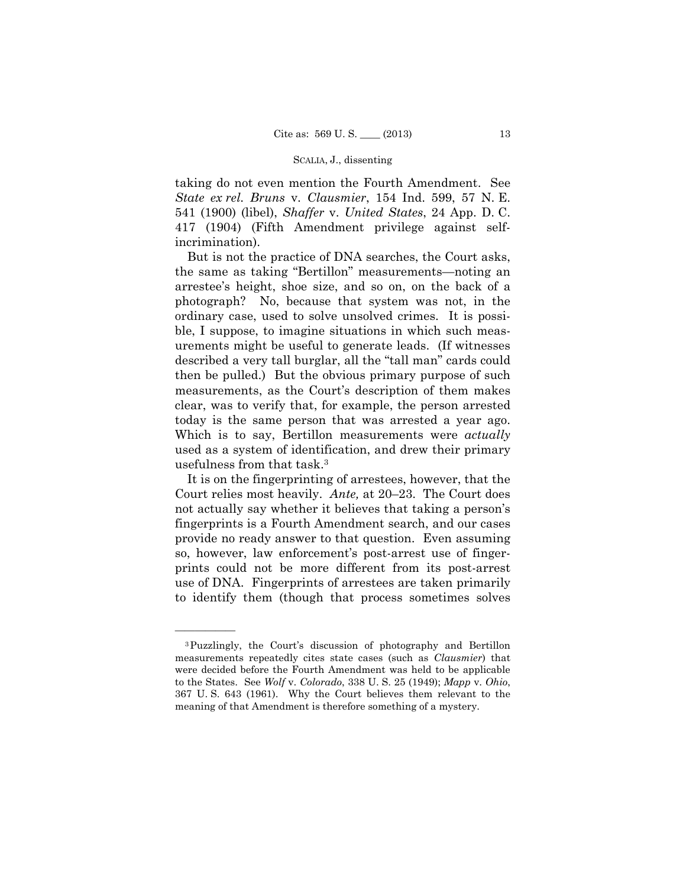taking do not even mention the Fourth Amendment. See *State ex rel. Bruns* v. *Clausmier*, 154 Ind. 599, 57 N. E. 541 (1900) (libel), *Shaffer* v. *United States*, 24 App. D. C. 417 (1904) (Fifth Amendment privilege against self-incrimination).

But is not the practice of DNA searches, the Court asks, the same as taking "Bertillon" measurements—noting an arrestee's height, shoe size, and so on, on the back of a photograph? No, because that system was not, in the ordinary case, used to solve unsolved crimes. It is possible, I suppose, to imagine situations in which such measurements might be useful to generate leads. (If witnesses described a very tall burglar, all the "tall man" cards could then be pulled.) But the obvious primary purpose of such measurements, as the Court's description of them makes clear, was to verify that, for example, the person arrested today is the same person that was arrested a year ago. Which is to say, Bertillon measurements were *actually* used as a system of identification, and drew their primary usefulness from that task.[3]

It is on the fingerprinting of arrestees, however, that the Court relies most heavily. *Ante,* at 20–23. The Court does not actually say whether it believes that taking a person's fingerprints is a Fourth Amendment search, and our cases provide no ready answer to that question. Even assuming so, however, law enforcement's post-arrest use of fingerprints could not be more different from its post-arrest use of DNA. Fingerprints of arrestees are taken primarily to identify them (though that process sometimes solves

---

[3] Puzzlingly, the Court's discussion of photography and Bertillon measurements repeatedly cites state cases (such as *Clausmier*) that were decided before the Fourth Amendment was held to be applicable to the States. See *Wolf* v. *Colorado*, 338 U. S. 25 (1949); *Mapp* v. *Ohio*, 367 U. S. 643 (1961). Why the Court believes them relevant to the meaning of that Amendment is therefore something of a mystery.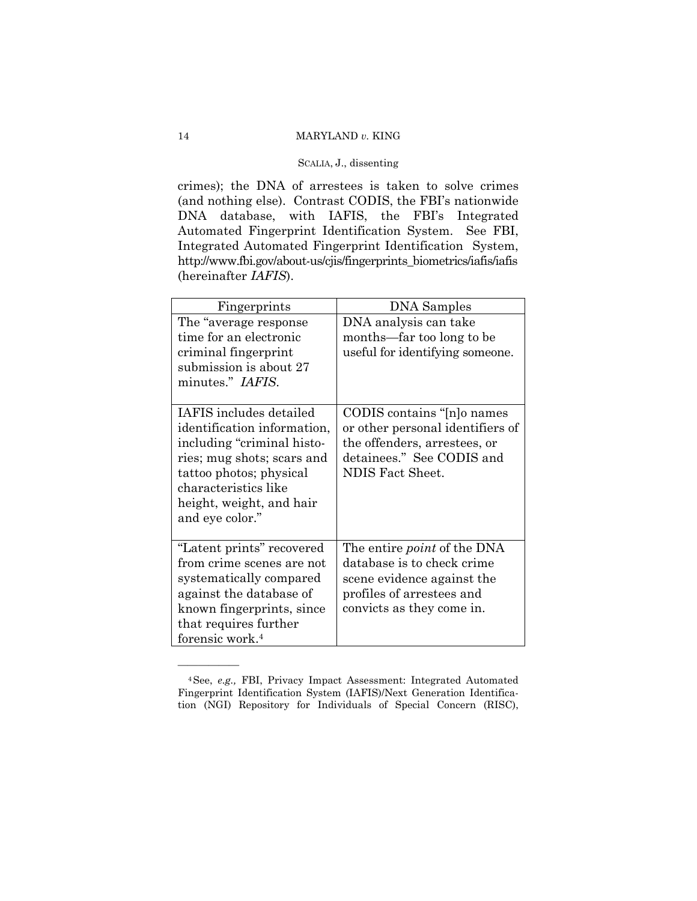crimes); the DNA of arrestees is taken to solve crimes (and nothing else). Contrast CODIS, the FBI's nationwide DNA database, with IAFIS, the FBI's Integrated Automated Fingerprint Identification System. See FBI, Integrated Automated Fingerprint Identification System, http://www.fbi.gov/about-us/cjis/fingerprints_biometrics/iafis/iafis (hereinafter *IAFIS*).

| Fingerprints | DNA Samples |
|---|---|
| The "average response time for an electronic criminal fingerprint submission is about 27 minutes." *IAFIS*. | DNA analysis can take months—far too long to be useful for identifying someone. |
| IAFIS includes detailed identification information, including "criminal histories; mug shots; scars and tattoo photos; physical characteristics like height, weight, and hair and eye color." | CODIS contains "[n]o names or other personal identifiers of the offenders, arrestees, or detainees." See CODIS and NDIS Fact Sheet. |
| "Latent prints" recovered from crime scenes are not systematically compared against the database of known fingerprints, since that requires further forensic work.[4] | The entire *point* of the DNA database is to check crime scene evidence against the profiles of arrestees and convicts as they come in. |

---

[4] See, *e.g.,* FBI, Privacy Impact Assessment: Integrated Automated Fingerprint Identification System (IAFIS)/Next Generation Identification (NGI) Repository for Individuals of Special Concern (RISC),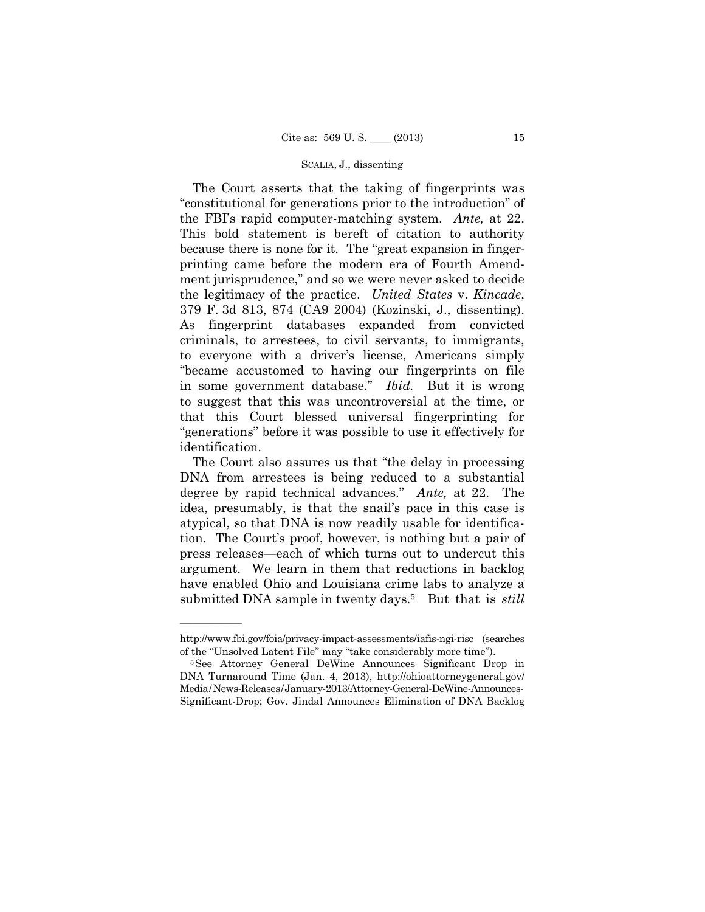The Court asserts that the taking of fingerprints was "constitutional for generations prior to the introduction" of the FBI's rapid computer-matching system. *Ante,* at 22. This bold statement is bereft of citation to authority because there is none for it. The "great expansion in fingerprinting came before the modern era of Fourth Amendment jurisprudence," and so we were never asked to decide the legitimacy of the practice. *United States* v. *Kincade*, 379 F. 3d 813, 874 (CA9 2004) (Kozinski, J., dissenting). As fingerprint databases expanded from convicted criminals, to arrestees, to civil servants, to immigrants, to everyone with a driver's license, Americans simply "became accustomed to having our fingerprints on file in some government database." *Ibid.* But it is wrong to suggest that this was uncontroversial at the time, or that this Court blessed universal fingerprinting for "generations" before it was possible to use it effectively for identification.

The Court also assures us that "the delay in processing DNA from arrestees is being reduced to a substantial degree by rapid technical advances." *Ante,* at 22. The idea, presumably, is that the snail's pace in this case is atypical, so that DNA is now readily usable for identification. The Court's proof, however, is nothing but a pair of press releases—each of which turns out to undercut this argument. We learn in them that reductions in backlog have enabled Ohio and Louisiana crime labs to analyze a submitted DNA sample in twenty days.[5] But that is *still*

---

http://www.fbi.gov/foia/privacy-impact-assessments/iafis-ngi-risc (searches of the "Unsolved Latent File" may "take considerably more time").

[5] See Attorney General DeWine Announces Significant Drop in DNA Turnaround Time (Jan. 4, 2013), http://ohioattorneygeneral.gov/Media/News-Releases/January-2013/Attorney-General-DeWine-Announces-Significant-Drop; Gov. Jindal Announces Elimination of DNA Backlog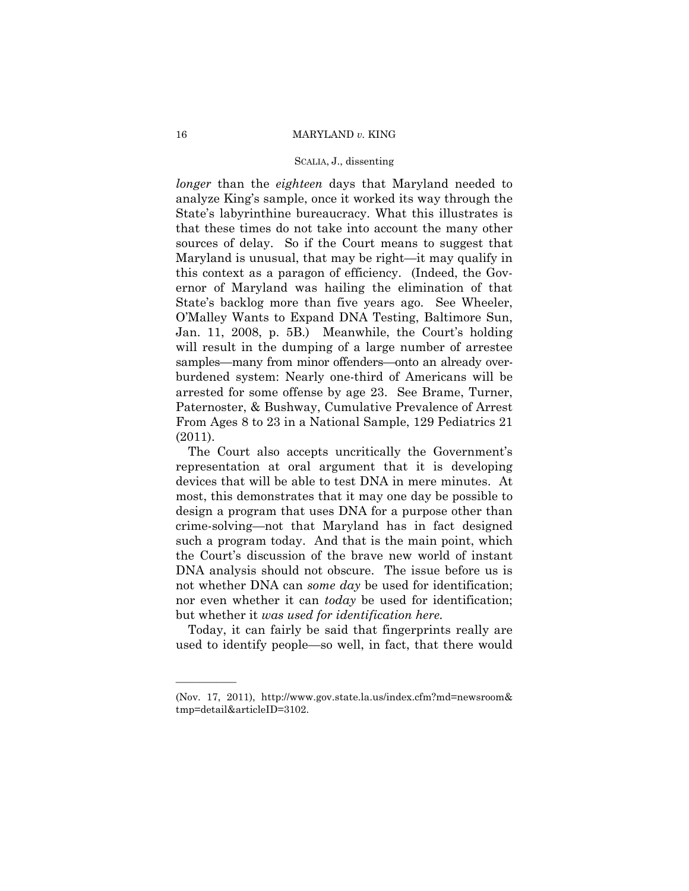*longer* than the *eighteen* days that Maryland needed to analyze King's sample, once it worked its way through the State's labyrinthine bureaucracy. What this illustrates is that these times do not take into account the many other sources of delay. So if the Court means to suggest that Maryland is unusual, that may be right—it may qualify in this context as a paragon of efficiency. (Indeed, the Governor of Maryland was hailing the elimination of that State's backlog more than five years ago. See Wheeler, O'Malley Wants to Expand DNA Testing, Baltimore Sun, Jan. 11, 2008, p. 5B.) Meanwhile, the Court's holding will result in the dumping of a large number of arrestee samples—many from minor offenders—onto an already overburdened system: Nearly one-third of Americans will be arrested for some offense by age 23. See Brame, Turner, Paternoster, & Bushway, Cumulative Prevalence of Arrest From Ages 8 to 23 in a National Sample, 129 Pediatrics 21 (2011).

The Court also accepts uncritically the Government's representation at oral argument that it is developing devices that will be able to test DNA in mere minutes. At most, this demonstrates that it may one day be possible to design a program that uses DNA for a purpose other than crime-solving—not that Maryland has in fact designed such a program today. And that is the main point, which the Court's discussion of the brave new world of instant DNA analysis should not obscure. The issue before us is not whether DNA can *some day* be used for identification; nor even whether it can *today* be used for identification; but whether it *was used for identification here.*

Today, it can fairly be said that fingerprints really are used to identify people—so well, in fact, that there would

---

(Nov. 17, 2011), http://www.gov.state.la.us/index.cfm?md=newsroom&tmp=detail&articleID=3102.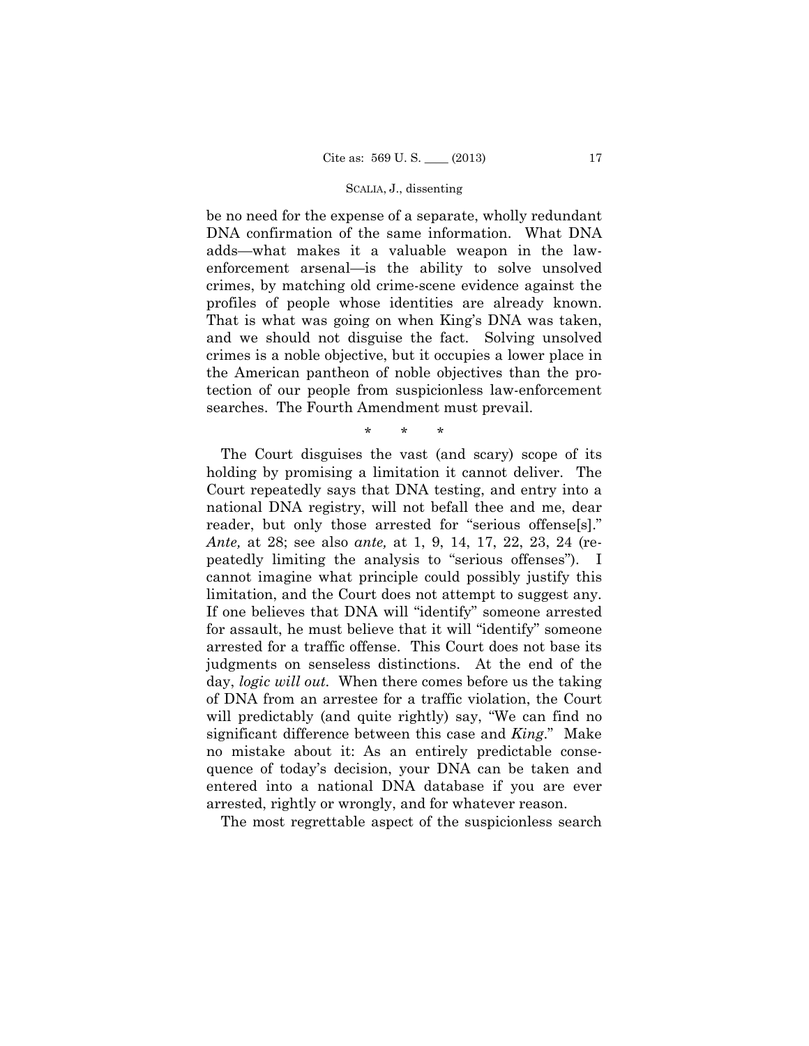be no need for the expense of a separate, wholly redundant DNA confirmation of the same information. What DNA adds—what makes it a valuable weapon in the law-enforcement arsenal—is the ability to solve unsolved crimes, by matching old crime-scene evidence against the profiles of people whose identities are already known. That is what was going on when King's DNA was taken, and we should not disguise the fact. Solving unsolved crimes is a noble objective, but it occupies a lower place in the American pantheon of noble objectives than the protection of our people from suspicionless law-enforcement searches. The Fourth Amendment must prevail.

\* \* \*

The Court disguises the vast (and scary) scope of its holding by promising a limitation it cannot deliver. The Court repeatedly says that DNA testing, and entry into a national DNA registry, will not befall thee and me, dear reader, but only those arrested for "serious offense[s]." *Ante,* at 28; see also *ante,* at 1, 9, 14, 17, 22, 23, 24 (repeatedly limiting the analysis to "serious offenses"). I cannot imagine what principle could possibly justify this limitation, and the Court does not attempt to suggest any. If one believes that DNA will "identify" someone arrested for assault, he must believe that it will "identify" someone arrested for a traffic offense. This Court does not base its judgments on senseless distinctions. At the end of the day, *logic will out.* When there comes before us the taking of DNA from an arrestee for a traffic violation, the Court will predictably (and quite rightly) say, "We can find no significant difference between this case and *King*." Make no mistake about it: As an entirely predictable consequence of today's decision, your DNA can be taken and entered into a national DNA database if you are ever arrested, rightly or wrongly, and for whatever reason.

The most regrettable aspect of the suspicionless search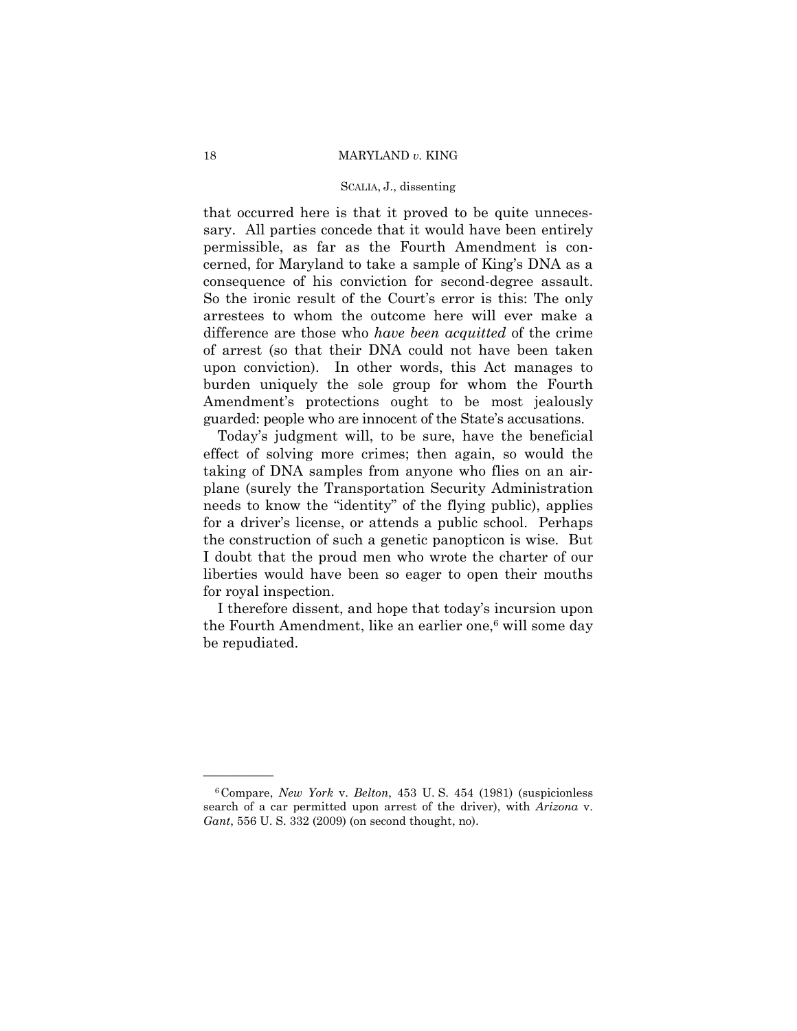that occurred here is that it proved to be quite unnecessary. All parties concede that it would have been entirely permissible, as far as the Fourth Amendment is concerned, for Maryland to take a sample of King's DNA as a consequence of his conviction for second-degree assault. So the ironic result of the Court's error is this: The only arrestees to whom the outcome here will ever make a difference are those who *have been acquitted* of the crime of arrest (so that their DNA could not have been taken upon conviction). In other words, this Act manages to burden uniquely the sole group for whom the Fourth Amendment's protections ought to be most jealously guarded: people who are innocent of the State's accusations.

Today's judgment will, to be sure, have the beneficial effect of solving more crimes; then again, so would the taking of DNA samples from anyone who flies on an airplane (surely the Transportation Security Administration needs to know the "identity" of the flying public), applies for a driver's license, or attends a public school. Perhaps the construction of such a genetic panopticon is wise. But I doubt that the proud men who wrote the charter of our liberties would have been so eager to open their mouths for royal inspection.

I therefore dissent, and hope that today's incursion upon the Fourth Amendment, like an earlier one,[6] will some day be repudiated.

---

[6] Compare, *New York* v. *Belton*, 453 U. S. 454 (1981) (suspicionless search of a car permitted upon arrest of the driver), with *Arizona* v. *Gant*, 556 U. S. 332 (2009) (on second thought, no).